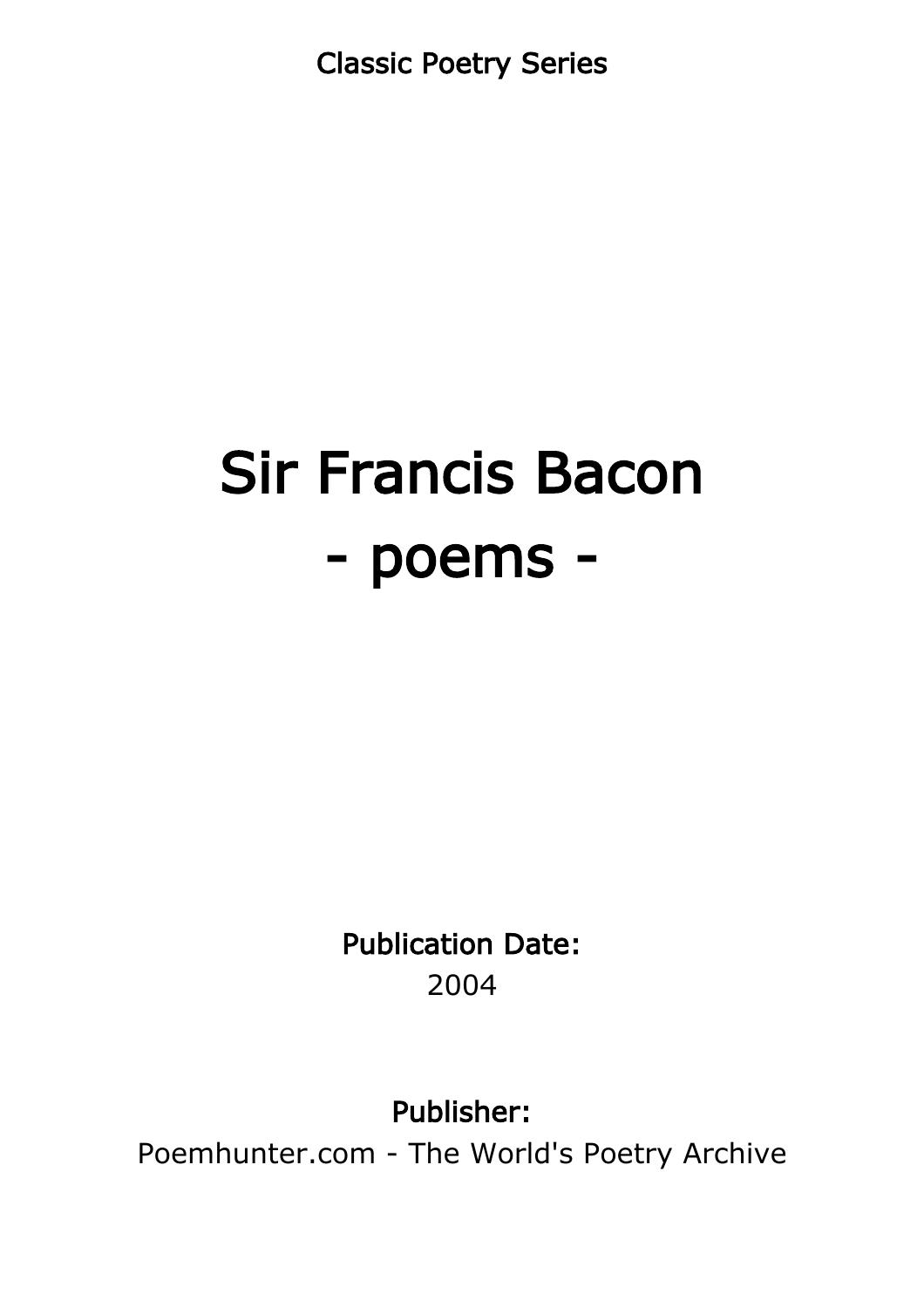Classic Poetry Series

# Sir Francis Bacon
# - poems -

**Publication Date:**
2004

**Publisher:**
Poemhunter.com - The World's Poetry Archive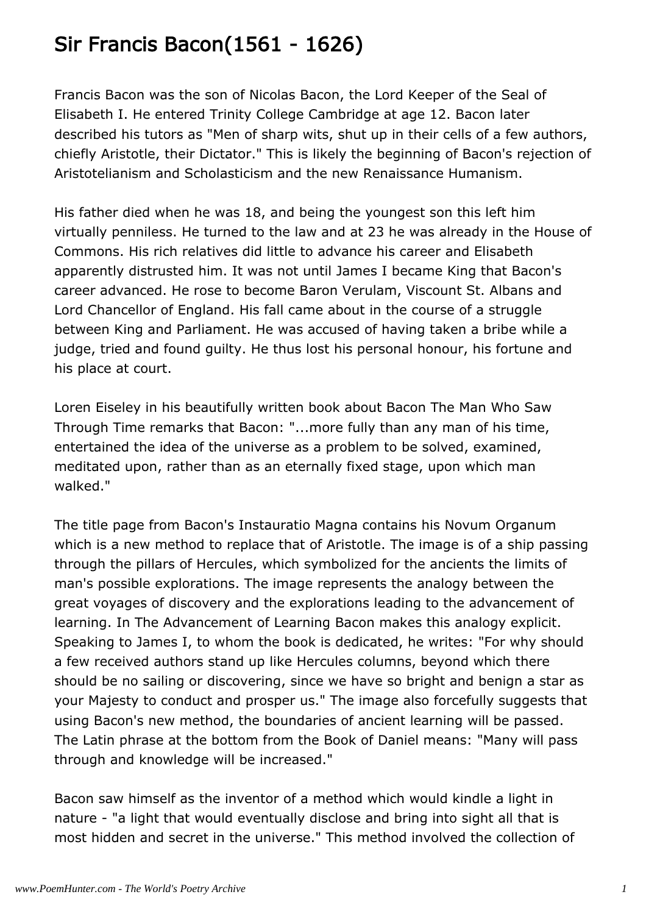# Sir Francis Bacon(1561 - 1626)

Francis Bacon was the son of Nicolas Bacon, the Lord Keeper of the Seal of Elisabeth I. He entered Trinity College Cambridge at age 12. Bacon later described his tutors as "Men of sharp wits, shut up in their cells of a few authors, chiefly Aristotle, their Dictator." This is likely the beginning of Bacon's rejection of Aristotelianism and Scholasticism and the new Renaissance Humanism.

His father died when he was 18, and being the youngest son this left him virtually penniless. He turned to the law and at 23 he was already in the House of Commons. His rich relatives did little to advance his career and Elisabeth apparently distrusted him. It was not until James I became King that Bacon's career advanced. He rose to become Baron Verulam, Viscount St. Albans and Lord Chancellor of England. His fall came about in the course of a struggle between King and Parliament. He was accused of having taken a bribe while a judge, tried and found guilty. He thus lost his personal honour, his fortune and his place at court.

Loren Eiseley in his beautifully written book about Bacon The Man Who Saw Through Time remarks that Bacon: "...more fully than any man of his time, entertained the idea of the universe as a problem to be solved, examined, meditated upon, rather than as an eternally fixed stage, upon which man walked."

The title page from Bacon's Instauratio Magna contains his Novum Organum which is a new method to replace that of Aristotle. The image is of a ship passing through the pillars of Hercules, which symbolized for the ancients the limits of man's possible explorations. The image represents the analogy between the great voyages of discovery and the explorations leading to the advancement of learning. In The Advancement of Learning Bacon makes this analogy explicit. Speaking to James I, to whom the book is dedicated, he writes: "For why should a few received authors stand up like Hercules columns, beyond which there should be no sailing or discovering, since we have so bright and benign a star as your Majesty to conduct and prosper us." The image also forcefully suggests that using Bacon's new method, the boundaries of ancient learning will be passed. The Latin phrase at the bottom from the Book of Daniel means: "Many will pass through and knowledge will be increased."

Bacon saw himself as the inventor of a method which would kindle a light in nature - "a light that would eventually disclose and bring into sight all that is most hidden and secret in the universe." This method involved the collection of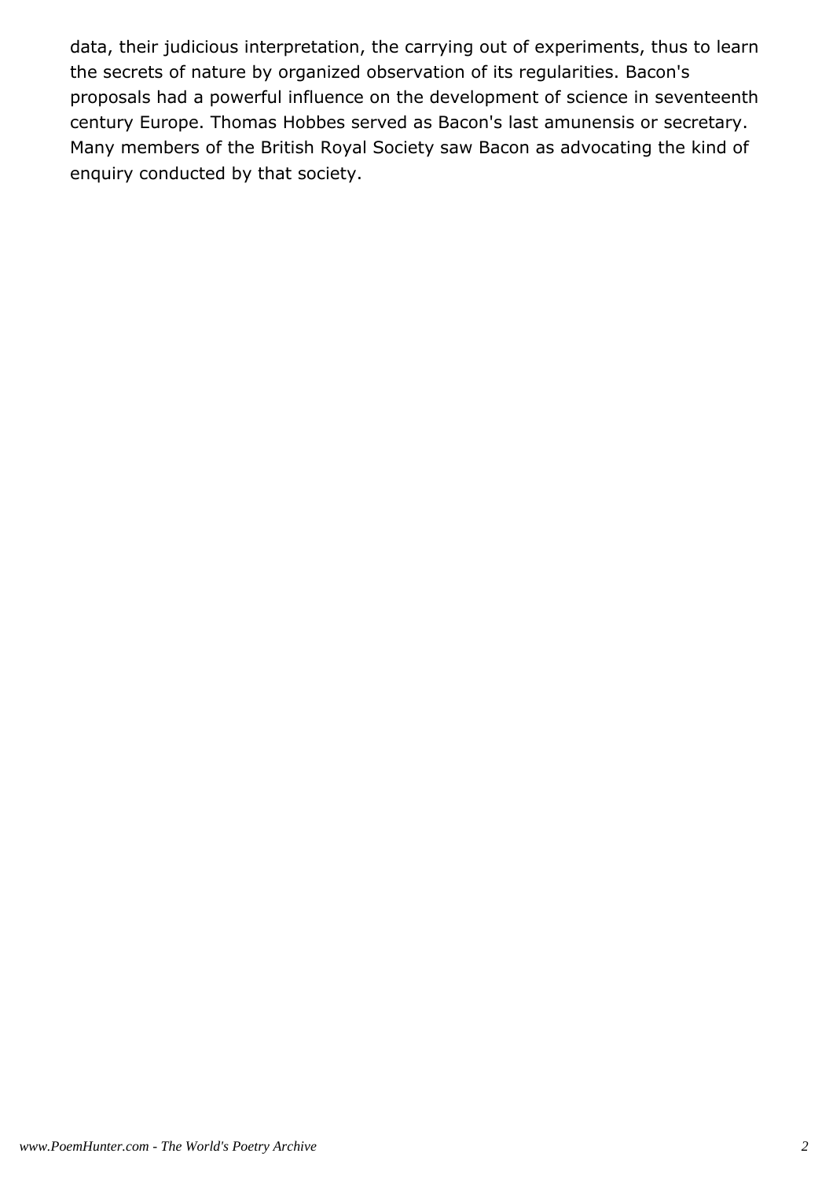data, their judicious interpretation, the carrying out of experiments, thus to learn the secrets of nature by organized observation of its regularities. Bacon's proposals had a powerful influence on the development of science in seventeenth century Europe. Thomas Hobbes served as Bacon's last amunensis or secretary. Many members of the British Royal Society saw Bacon as advocating the kind of enquiry conducted by that society.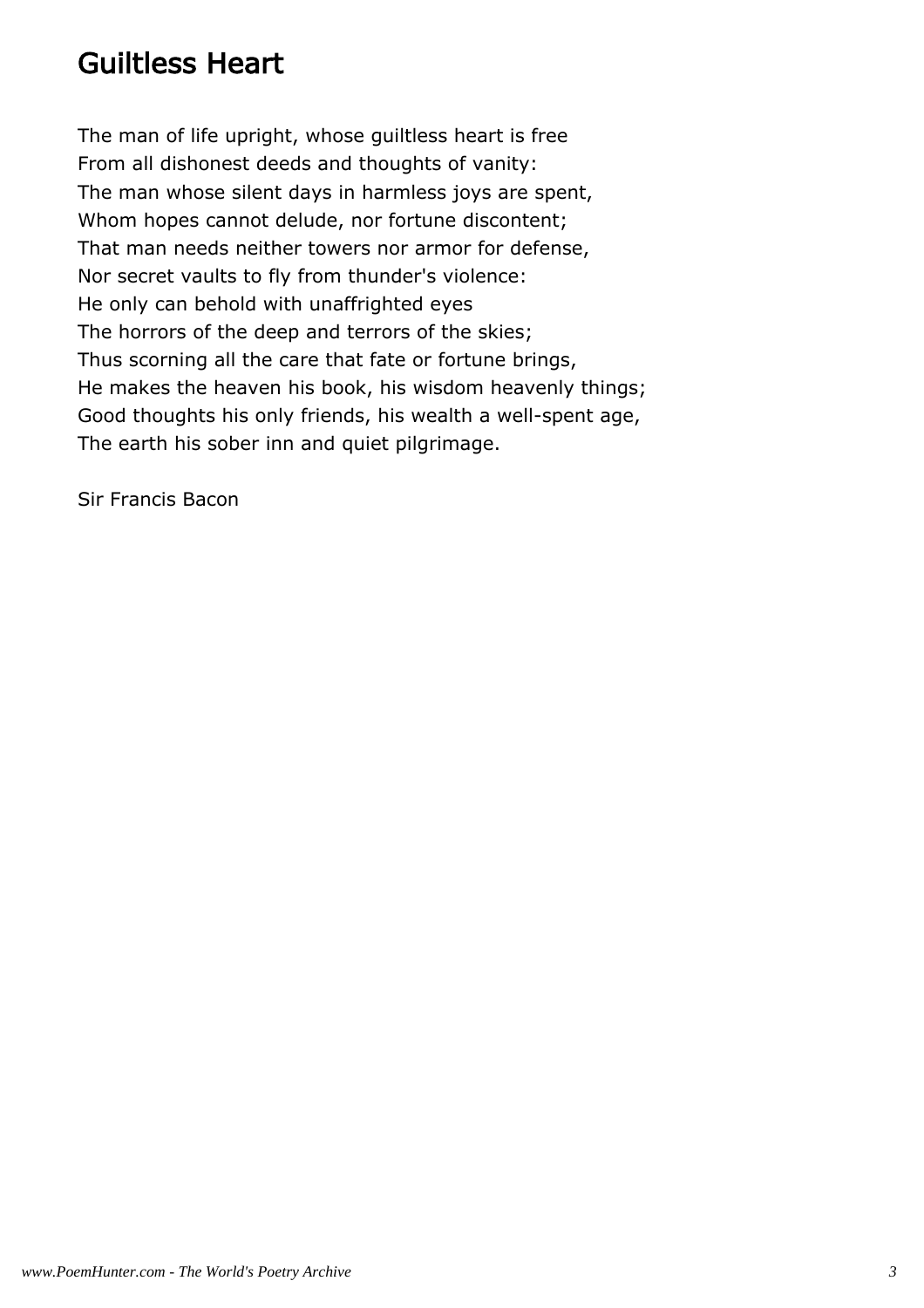# Guiltless Heart

The man of life upright, whose guiltless heart is free
From all dishonest deeds and thoughts of vanity:
The man whose silent days in harmless joys are spent,
Whom hopes cannot delude, nor fortune discontent;
That man needs neither towers nor armor for defense,
Nor secret vaults to fly from thunder's violence:
He only can behold with unaffrighted eyes
The horrors of the deep and terrors of the skies;
Thus scorning all the care that fate or fortune brings,
He makes the heaven his book, his wisdom heavenly things;
Good thoughts his only friends, his wealth a well-spent age,
The earth his sober inn and quiet pilgrimage.

Sir Francis Bacon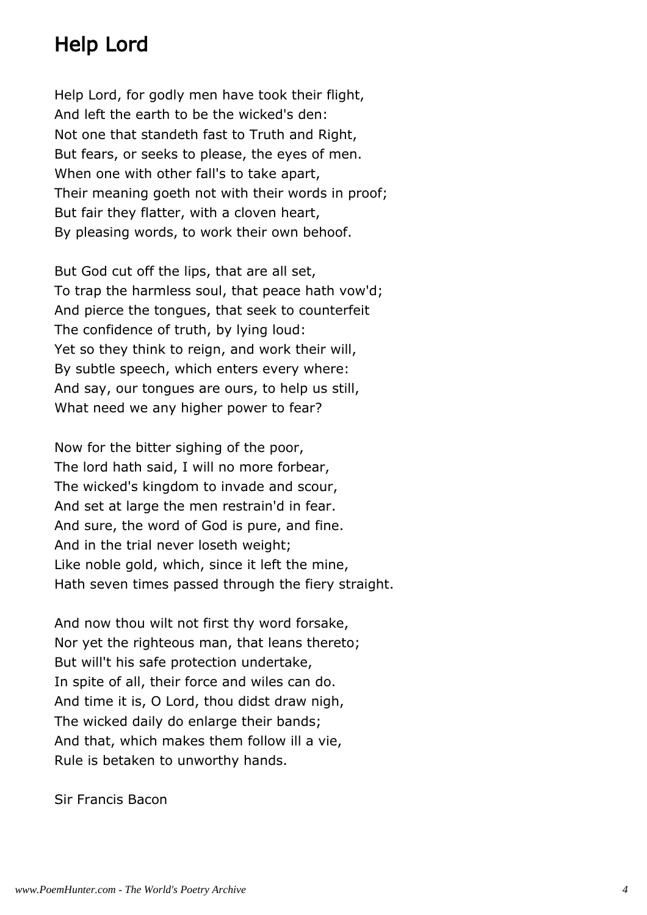# Help Lord

Help Lord, for godly men have took their flight,
And left the earth to be the wicked's den:
Not one that standeth fast to Truth and Right,
But fears, or seeks to please, the eyes of men.
When one with other fall's to take apart,
Their meaning goeth not with their words in proof;
But fair they flatter, with a cloven heart,
By pleasing words, to work their own behoof.

But God cut off the lips, that are all set,
To trap the harmless soul, that peace hath vow'd;
And pierce the tongues, that seek to counterfeit
The confidence of truth, by lying loud:
Yet so they think to reign, and work their will,
By subtle speech, which enters every where:
And say, our tongues are ours, to help us still,
What need we any higher power to fear?

Now for the bitter sighing of the poor,
The lord hath said, I will no more forbear,
The wicked's kingdom to invade and scour,
And set at large the men restrain'd in fear.
And sure, the word of God is pure, and fine.
And in the trial never loseth weight;
Like noble gold, which, since it left the mine,
Hath seven times passed through the fiery straight.

And now thou wilt not first thy word forsake,
Nor yet the righteous man, that leans thereto;
But will't his safe protection undertake,
In spite of all, their force and wiles can do.
And time it is, O Lord, thou didst draw nigh,
The wicked daily do enlarge their bands;
And that, which makes them follow ill a vie,
Rule is betaken to unworthy hands.

Sir Francis Bacon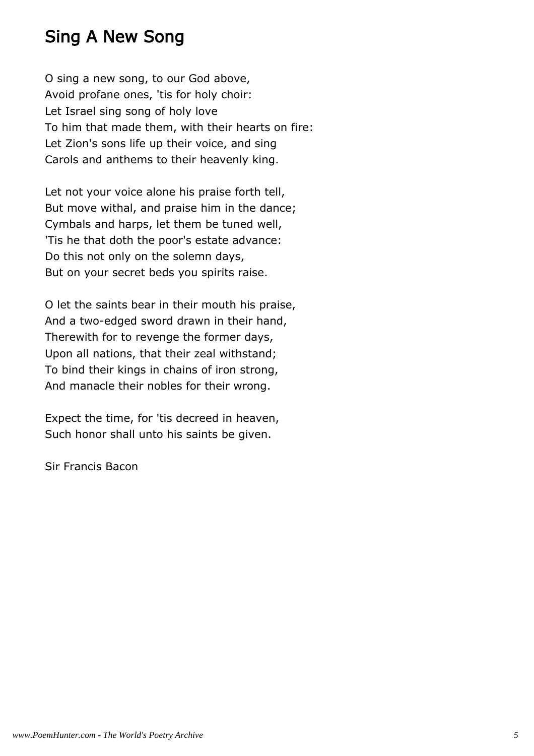# Sing A New Song

O sing a new song, to our God above,  
Avoid profane ones, 'tis for holy choir:  
Let Israel sing song of holy love  
To him that made them, with their hearts on fire:  
Let Zion's sons life up their voice, and sing  
Carols and anthems to their heavenly king.

Let not your voice alone his praise forth tell,  
But move withal, and praise him in the dance;  
Cymbals and harps, let them be tuned well,  
'Tis he that doth the poor's estate advance:  
Do this not only on the solemn days,  
But on your secret beds you spirits raise.

O let the saints bear in their mouth his praise,  
And a two-edged sword drawn in their hand,  
Therewith for to revenge the former days,  
Upon all nations, that their zeal withstand;  
To bind their kings in chains of iron strong,  
And manacle their nobles for their wrong.

Expect the time, for 'tis decreed in heaven,  
Such honor shall unto his saints be given.

Sir Francis Bacon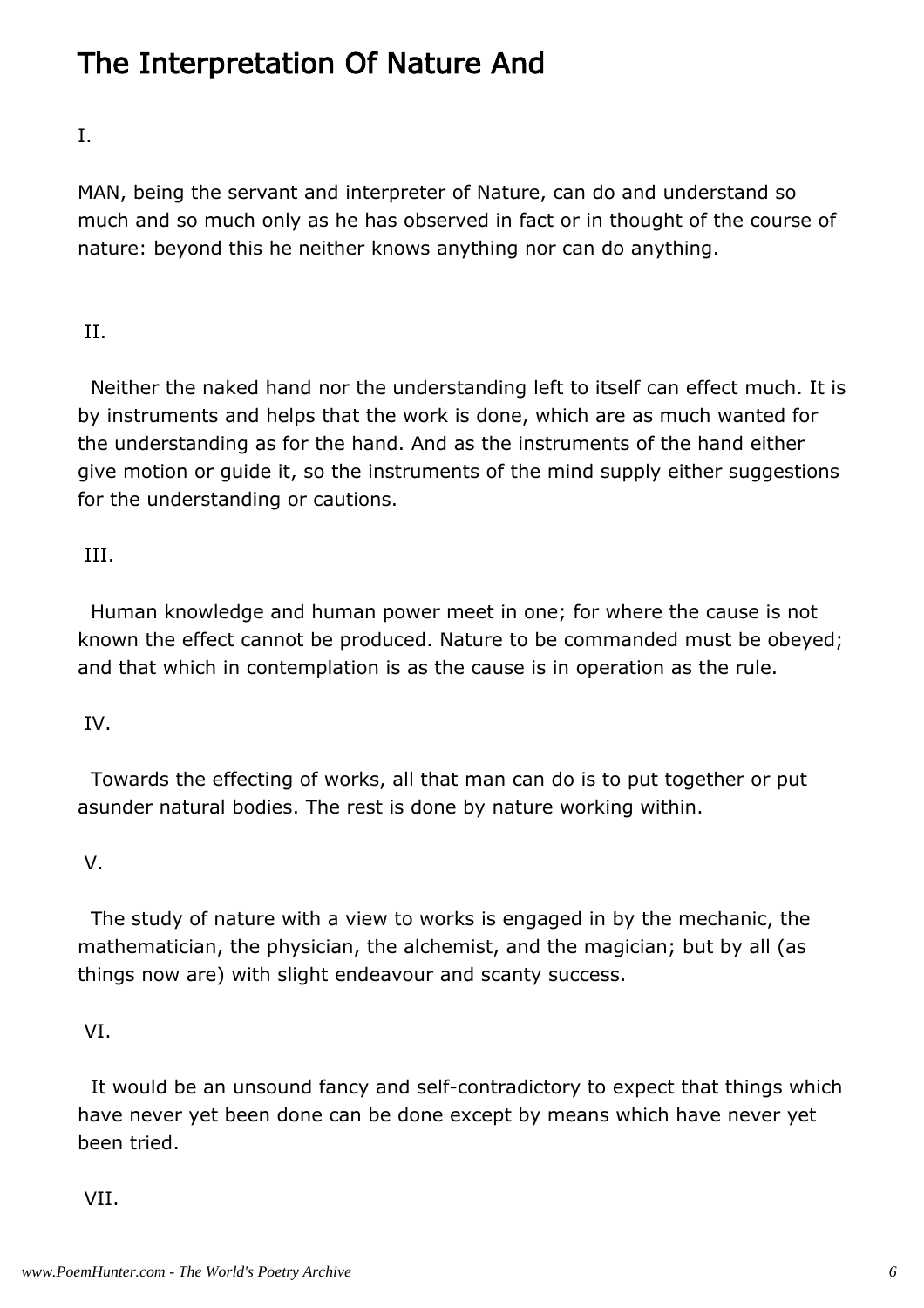# The Interpretation Of Nature And

I.

MAN, being the servant and interpreter of Nature, can do and understand so much and so much only as he has observed in fact or in thought of the course of nature: beyond this he neither knows anything nor can do anything.

II.

Neither the naked hand nor the understanding left to itself can effect much. It is by instruments and helps that the work is done, which are as much wanted for the understanding as for the hand. And as the instruments of the hand either give motion or guide it, so the instruments of the mind supply either suggestions for the understanding or cautions.

III.

Human knowledge and human power meet in one; for where the cause is not known the effect cannot be produced. Nature to be commanded must be obeyed; and that which in contemplation is as the cause is in operation as the rule.

IV.

Towards the effecting of works, all that man can do is to put together or put asunder natural bodies. The rest is done by nature working within.

V.

The study of nature with a view to works is engaged in by the mechanic, the mathematician, the physician, the alchemist, and the magician; but by all (as things now are) with slight endeavour and scanty success.

VI.

It would be an unsound fancy and self-contradictory to expect that things which have never yet been done can be done except by means which have never yet been tried.

VII.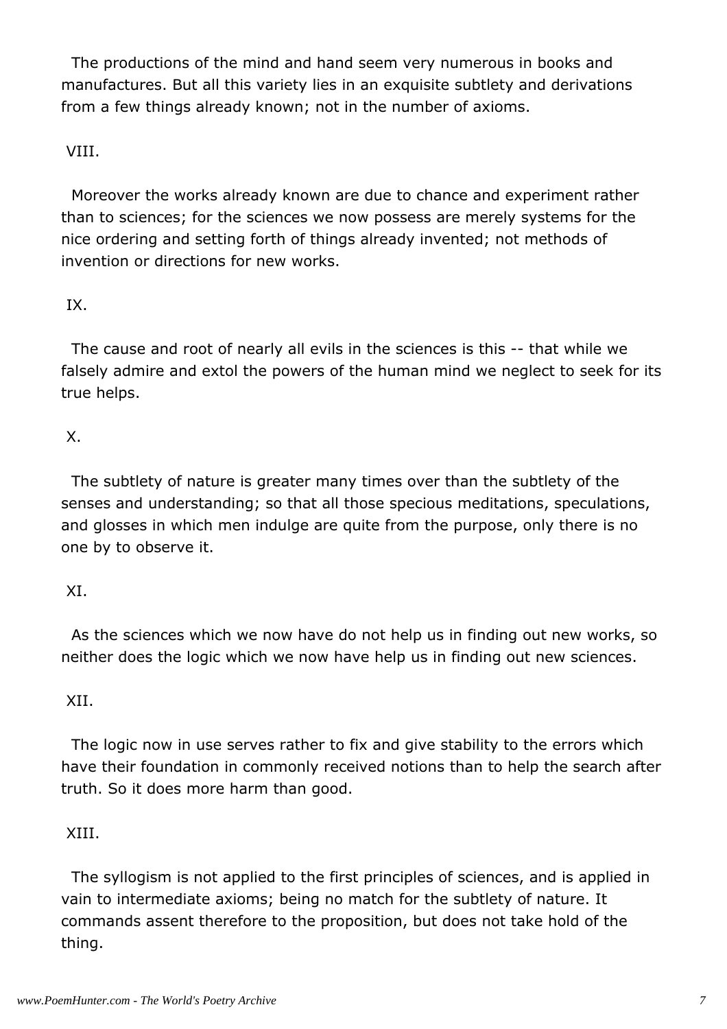The productions of the mind and hand seem very numerous in books and manufactures. But all this variety lies in an exquisite subtlety and derivations from a few things already known; not in the number of axioms.

VIII.

Moreover the works already known are due to chance and experiment rather than to sciences; for the sciences we now possess are merely systems for the nice ordering and setting forth of things already invented; not methods of invention or directions for new works.

IX.

The cause and root of nearly all evils in the sciences is this -- that while we falsely admire and extol the powers of the human mind we neglect to seek for its true helps.

X.

The subtlety of nature is greater many times over than the subtlety of the senses and understanding; so that all those specious meditations, speculations, and glosses in which men indulge are quite from the purpose, only there is no one by to observe it.

XI.

As the sciences which we now have do not help us in finding out new works, so neither does the logic which we now have help us in finding out new sciences.

XII.

The logic now in use serves rather to fix and give stability to the errors which have their foundation in commonly received notions than to help the search after truth. So it does more harm than good.

XIII.

The syllogism is not applied to the first principles of sciences, and is applied in vain to intermediate axioms; being no match for the subtlety of nature. It commands assent therefore to the proposition, but does not take hold of the thing.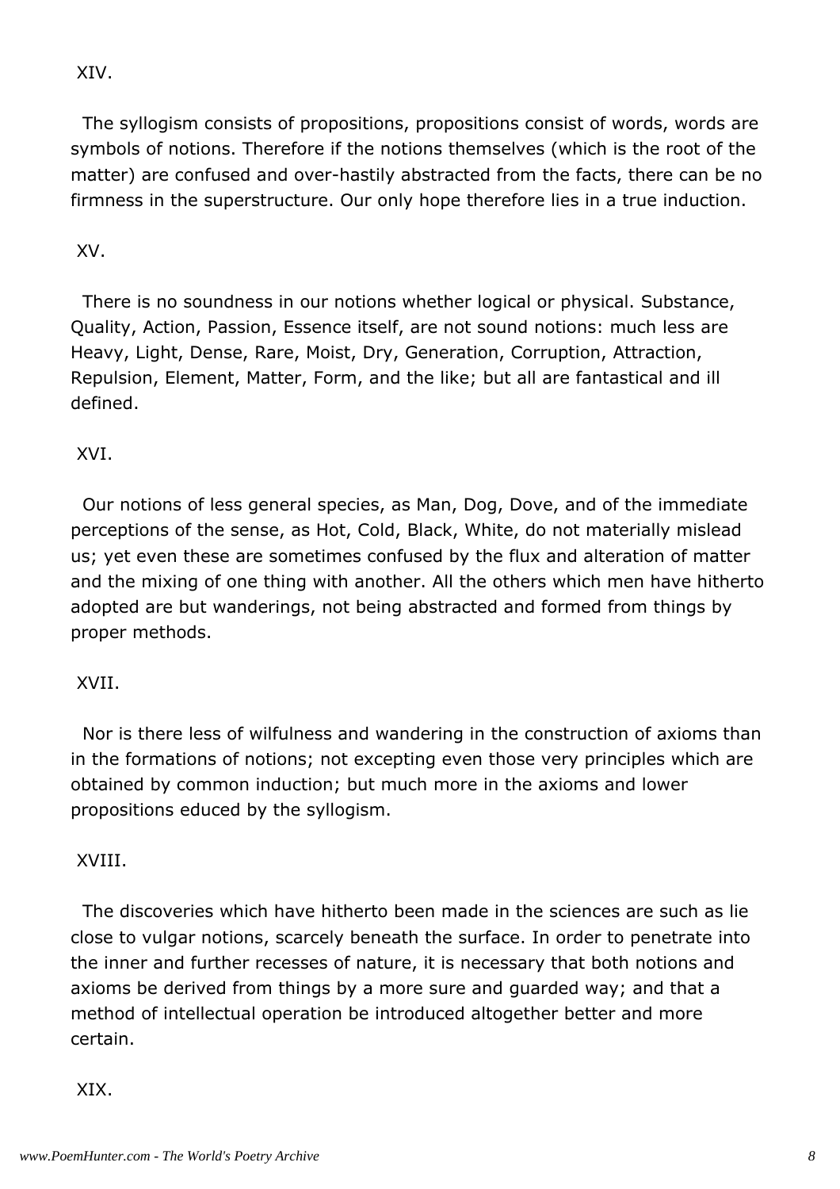XIV.

The syllogism consists of propositions, propositions consist of words, words are symbols of notions. Therefore if the notions themselves (which is the root of the matter) are confused and over-hastily abstracted from the facts, there can be no firmness in the superstructure. Our only hope therefore lies in a true induction.

XV.

There is no soundness in our notions whether logical or physical. Substance, Quality, Action, Passion, Essence itself, are not sound notions: much less are Heavy, Light, Dense, Rare, Moist, Dry, Generation, Corruption, Attraction, Repulsion, Element, Matter, Form, and the like; but all are fantastical and ill defined.

XVI.

Our notions of less general species, as Man, Dog, Dove, and of the immediate perceptions of the sense, as Hot, Cold, Black, White, do not materially mislead us; yet even these are sometimes confused by the flux and alteration of matter and the mixing of one thing with another. All the others which men have hitherto adopted are but wanderings, not being abstracted and formed from things by proper methods.

XVII.

Nor is there less of wilfulness and wandering in the construction of axioms than in the formations of notions; not excepting even those very principles which are obtained by common induction; but much more in the axioms and lower propositions educed by the syllogism.

XVIII.

The discoveries which have hitherto been made in the sciences are such as lie close to vulgar notions, scarcely beneath the surface. In order to penetrate into the inner and further recesses of nature, it is necessary that both notions and axioms be derived from things by a more sure and guarded way; and that a method of intellectual operation be introduced altogether better and more certain.

XIX.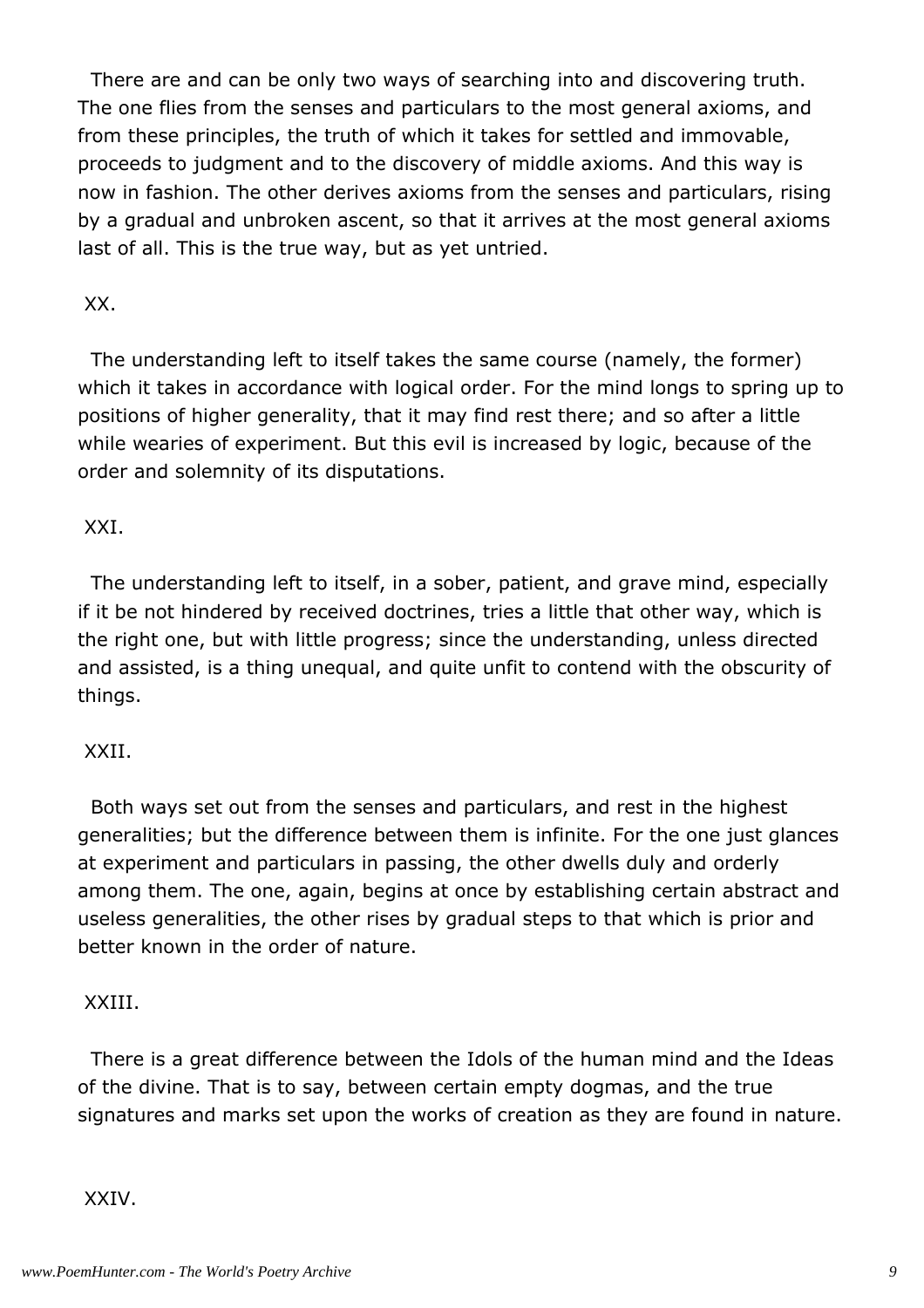There are and can be only two ways of searching into and discovering truth. The one flies from the senses and particulars to the most general axioms, and from these principles, the truth of which it takes for settled and immovable, proceeds to judgment and to the discovery of middle axioms. And this way is now in fashion. The other derives axioms from the senses and particulars, rising by a gradual and unbroken ascent, so that it arrives at the most general axioms last of all. This is the true way, but as yet untried.

XX.

The understanding left to itself takes the same course (namely, the former) which it takes in accordance with logical order. For the mind longs to spring up to positions of higher generality, that it may find rest there; and so after a little while wearies of experiment. But this evil is increased by logic, because of the order and solemnity of its disputations.

XXI.

The understanding left to itself, in a sober, patient, and grave mind, especially if it be not hindered by received doctrines, tries a little that other way, which is the right one, but with little progress; since the understanding, unless directed and assisted, is a thing unequal, and quite unfit to contend with the obscurity of things.

XXII.

Both ways set out from the senses and particulars, and rest in the highest generalities; but the difference between them is infinite. For the one just glances at experiment and particulars in passing, the other dwells duly and orderly among them. The one, again, begins at once by establishing certain abstract and useless generalities, the other rises by gradual steps to that which is prior and better known in the order of nature.

XXIII.

There is a great difference between the Idols of the human mind and the Ideas of the divine. That is to say, between certain empty dogmas, and the true signatures and marks set upon the works of creation as they are found in nature.

XXIV.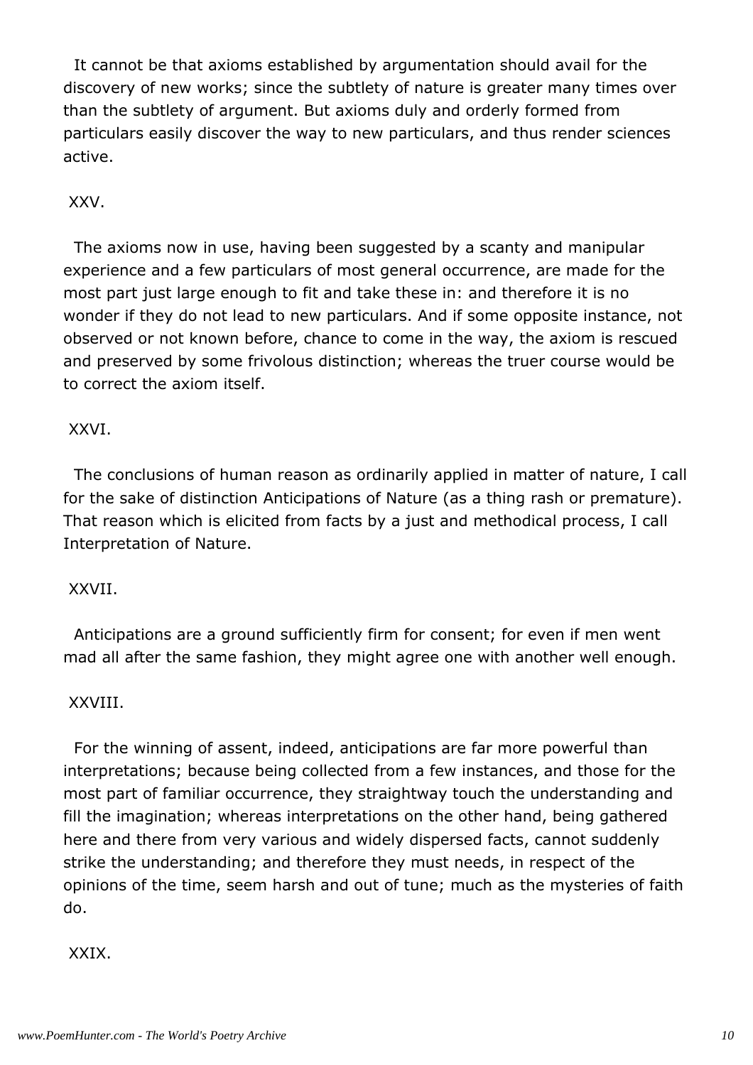It cannot be that axioms established by argumentation should avail for the discovery of new works; since the subtlety of nature is greater many times over than the subtlety of argument. But axioms duly and orderly formed from particulars easily discover the way to new particulars, and thus render sciences active.

XXV.

The axioms now in use, having been suggested by a scanty and manipular experience and a few particulars of most general occurrence, are made for the most part just large enough to fit and take these in: and therefore it is no wonder if they do not lead to new particulars. And if some opposite instance, not observed or not known before, chance to come in the way, the axiom is rescued and preserved by some frivolous distinction; whereas the truer course would be to correct the axiom itself.

XXVI.

The conclusions of human reason as ordinarily applied in matter of nature, I call for the sake of distinction Anticipations of Nature (as a thing rash or premature). That reason which is elicited from facts by a just and methodical process, I call Interpretation of Nature.

XXVII.

Anticipations are a ground sufficiently firm for consent; for even if men went mad all after the same fashion, they might agree one with another well enough.

XXVIII.

For the winning of assent, indeed, anticipations are far more powerful than interpretations; because being collected from a few instances, and those for the most part of familiar occurrence, they straightway touch the understanding and fill the imagination; whereas interpretations on the other hand, being gathered here and there from very various and widely dispersed facts, cannot suddenly strike the understanding; and therefore they must needs, in respect of the opinions of the time, seem harsh and out of tune; much as the mysteries of faith do.

XXIX.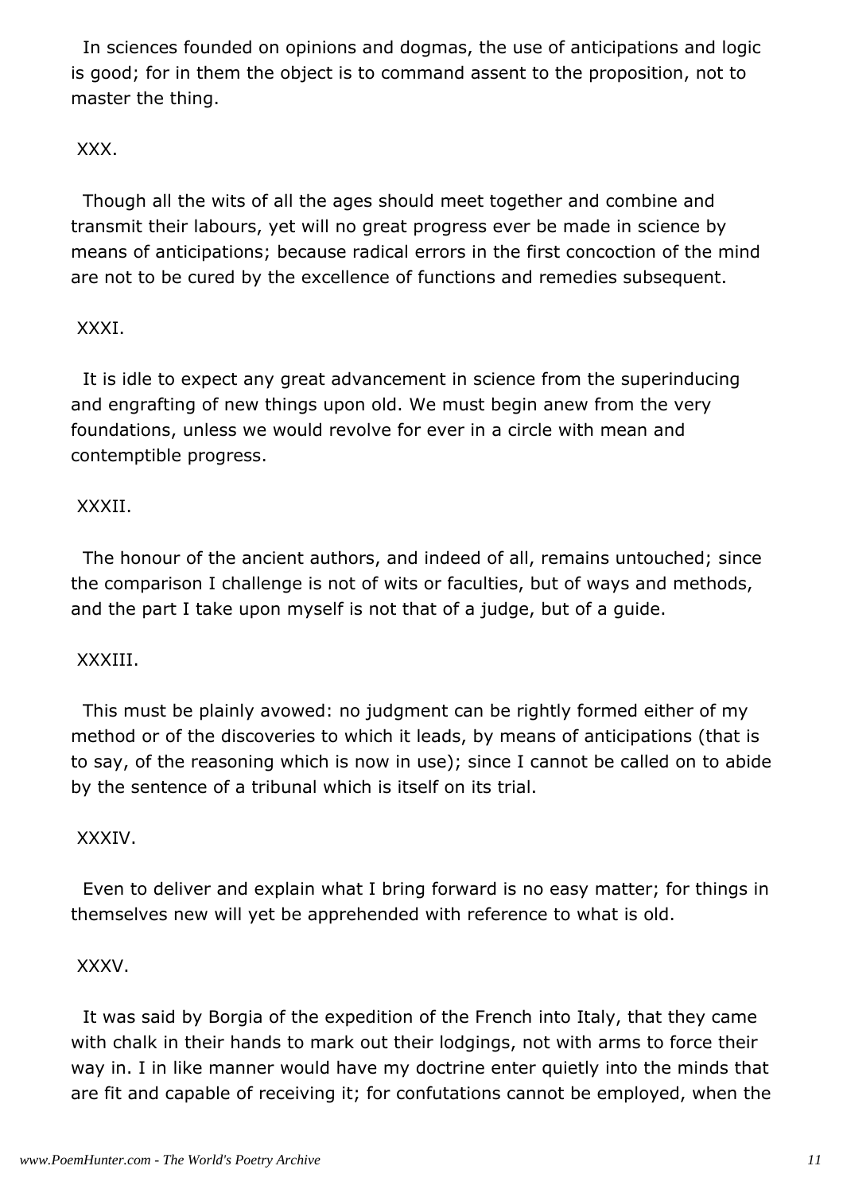In sciences founded on opinions and dogmas, the use of anticipations and logic is good; for in them the object is to command assent to the proposition, not to master the thing.

XXX.

Though all the wits of all the ages should meet together and combine and transmit their labours, yet will no great progress ever be made in science by means of anticipations; because radical errors in the first concoction of the mind are not to be cured by the excellence of functions and remedies subsequent.

XXXI.

It is idle to expect any great advancement in science from the superinducing and engrafting of new things upon old. We must begin anew from the very foundations, unless we would revolve for ever in a circle with mean and contemptible progress.

XXXII.

The honour of the ancient authors, and indeed of all, remains untouched; since the comparison I challenge is not of wits or faculties, but of ways and methods, and the part I take upon myself is not that of a judge, but of a guide.

XXXIII.

This must be plainly avowed: no judgment can be rightly formed either of my method or of the discoveries to which it leads, by means of anticipations (that is to say, of the reasoning which is now in use); since I cannot be called on to abide by the sentence of a tribunal which is itself on its trial.

XXXIV.

Even to deliver and explain what I bring forward is no easy matter; for things in themselves new will yet be apprehended with reference to what is old.

XXXV.

It was said by Borgia of the expedition of the French into Italy, that they came with chalk in their hands to mark out their lodgings, not with arms to force their way in. I in like manner would have my doctrine enter quietly into the minds that are fit and capable of receiving it; for confutations cannot be employed, when the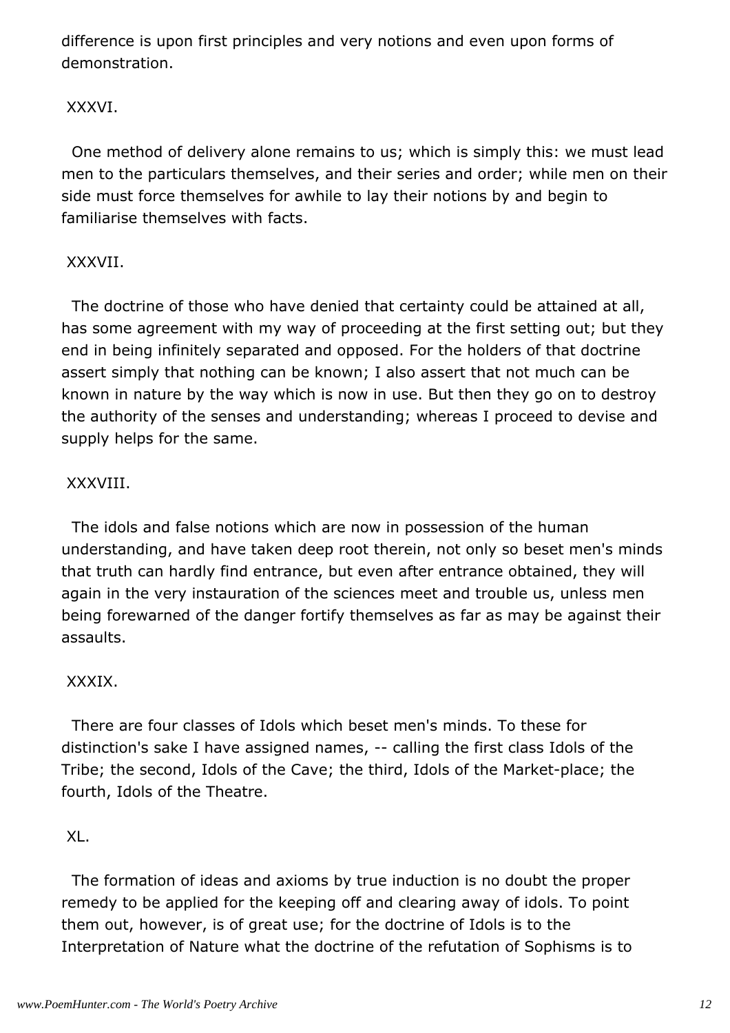difference is upon first principles and very notions and even upon forms of demonstration.

XXXVI.

One method of delivery alone remains to us; which is simply this: we must lead men to the particulars themselves, and their series and order; while men on their side must force themselves for awhile to lay their notions by and begin to familiarise themselves with facts.

XXXVII.

The doctrine of those who have denied that certainty could be attained at all, has some agreement with my way of proceeding at the first setting out; but they end in being infinitely separated and opposed. For the holders of that doctrine assert simply that nothing can be known; I also assert that not much can be known in nature by the way which is now in use. But then they go on to destroy the authority of the senses and understanding; whereas I proceed to devise and supply helps for the same.

XXXVIII.

The idols and false notions which are now in possession of the human understanding, and have taken deep root therein, not only so beset men's minds that truth can hardly find entrance, but even after entrance obtained, they will again in the very instauration of the sciences meet and trouble us, unless men being forewarned of the danger fortify themselves as far as may be against their assaults.

XXXIX.

There are four classes of Idols which beset men's minds. To these for distinction's sake I have assigned names, -- calling the first class Idols of the Tribe; the second, Idols of the Cave; the third, Idols of the Market-place; the fourth, Idols of the Theatre.

XL.

The formation of ideas and axioms by true induction is no doubt the proper remedy to be applied for the keeping off and clearing away of idols. To point them out, however, is of great use; for the doctrine of Idols is to the Interpretation of Nature what the doctrine of the refutation of Sophisms is to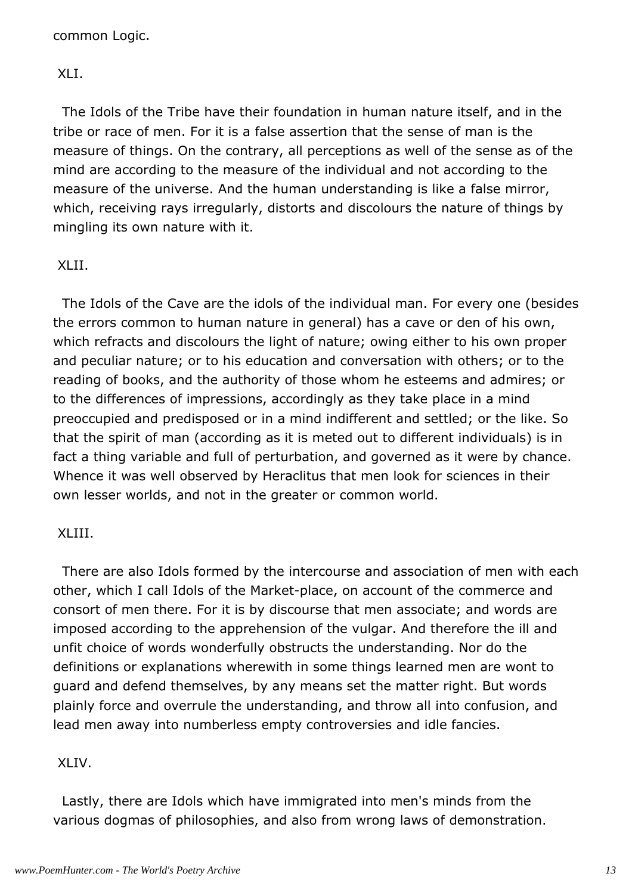common Logic.

XLI.

The Idols of the Tribe have their foundation in human nature itself, and in the tribe or race of men. For it is a false assertion that the sense of man is the measure of things. On the contrary, all perceptions as well of the sense as of the mind are according to the measure of the individual and not according to the measure of the universe. And the human understanding is like a false mirror, which, receiving rays irregularly, distorts and discolours the nature of things by mingling its own nature with it.

XLII.

The Idols of the Cave are the idols of the individual man. For every one (besides the errors common to human nature in general) has a cave or den of his own, which refracts and discolours the light of nature; owing either to his own proper and peculiar nature; or to his education and conversation with others; or to the reading of books, and the authority of those whom he esteems and admires; or to the differences of impressions, accordingly as they take place in a mind preoccupied and predisposed or in a mind indifferent and settled; or the like. So that the spirit of man (according as it is meted out to different individuals) is in fact a thing variable and full of perturbation, and governed as it were by chance. Whence it was well observed by Heraclitus that men look for sciences in their own lesser worlds, and not in the greater or common world.

XLIII.

There are also Idols formed by the intercourse and association of men with each other, which I call Idols of the Market-place, on account of the commerce and consort of men there. For it is by discourse that men associate; and words are imposed according to the apprehension of the vulgar. And therefore the ill and unfit choice of words wonderfully obstructs the understanding. Nor do the definitions or explanations wherewith in some things learned men are wont to guard and defend themselves, by any means set the matter right. But words plainly force and overrule the understanding, and throw all into confusion, and lead men away into numberless empty controversies and idle fancies.

XLIV.

Lastly, there are Idols which have immigrated into men's minds from the various dogmas of philosophies, and also from wrong laws of demonstration.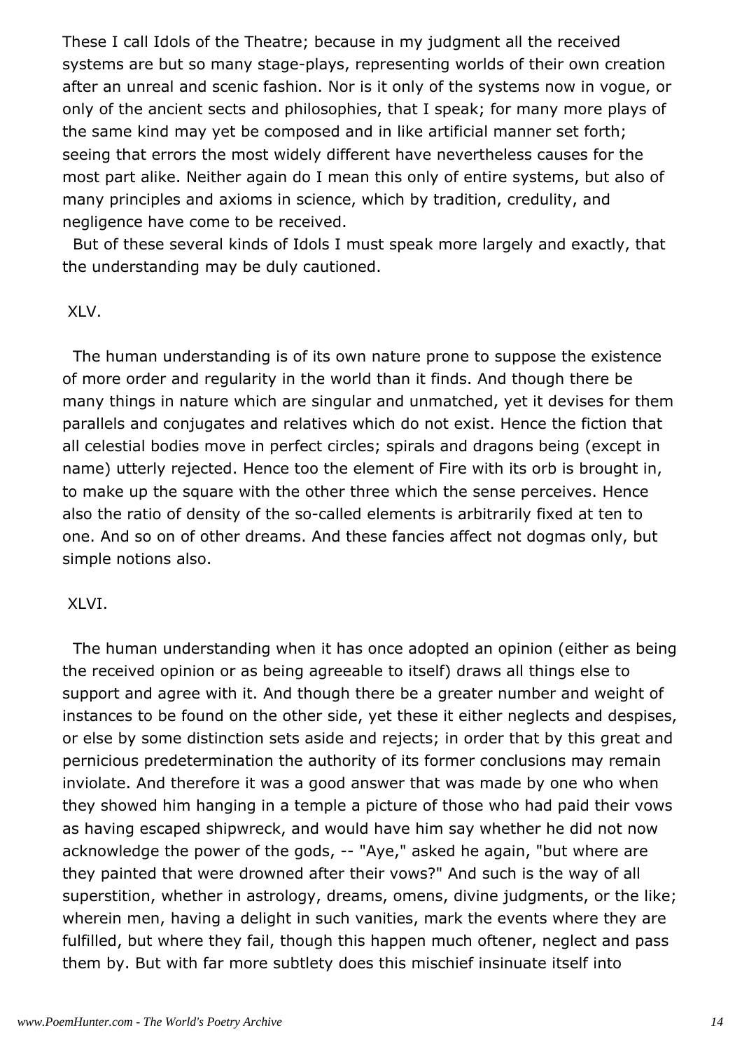These I call Idols of the Theatre; because in my judgment all the received systems are but so many stage-plays, representing worlds of their own creation after an unreal and scenic fashion. Nor is it only of the systems now in vogue, or only of the ancient sects and philosophies, that I speak; for many more plays of the same kind may yet be composed and in like artificial manner set forth; seeing that errors the most widely different have nevertheless causes for the most part alike. Neither again do I mean this only of entire systems, but also of many principles and axioms in science, which by tradition, credulity, and negligence have come to be received.

But of these several kinds of Idols I must speak more largely and exactly, that the understanding may be duly cautioned.

XLV.

The human understanding is of its own nature prone to suppose the existence of more order and regularity in the world than it finds. And though there be many things in nature which are singular and unmatched, yet it devises for them parallels and conjugates and relatives which do not exist. Hence the fiction that all celestial bodies move in perfect circles; spirals and dragons being (except in name) utterly rejected. Hence too the element of Fire with its orb is brought in, to make up the square with the other three which the sense perceives. Hence also the ratio of density of the so-called elements is arbitrarily fixed at ten to one. And so on of other dreams. And these fancies affect not dogmas only, but simple notions also.

XLVI.

The human understanding when it has once adopted an opinion (either as being the received opinion or as being agreeable to itself) draws all things else to support and agree with it. And though there be a greater number and weight of instances to be found on the other side, yet these it either neglects and despises, or else by some distinction sets aside and rejects; in order that by this great and pernicious predetermination the authority of its former conclusions may remain inviolate. And therefore it was a good answer that was made by one who when they showed him hanging in a temple a picture of those who had paid their vows as having escaped shipwreck, and would have him say whether he did not now acknowledge the power of the gods, -- "Aye," asked he again, "but where are they painted that were drowned after their vows?" And such is the way of all superstition, whether in astrology, dreams, omens, divine judgments, or the like; wherein men, having a delight in such vanities, mark the events where they are fulfilled, but where they fail, though this happen much oftener, neglect and pass them by. But with far more subtlety does this mischief insinuate itself into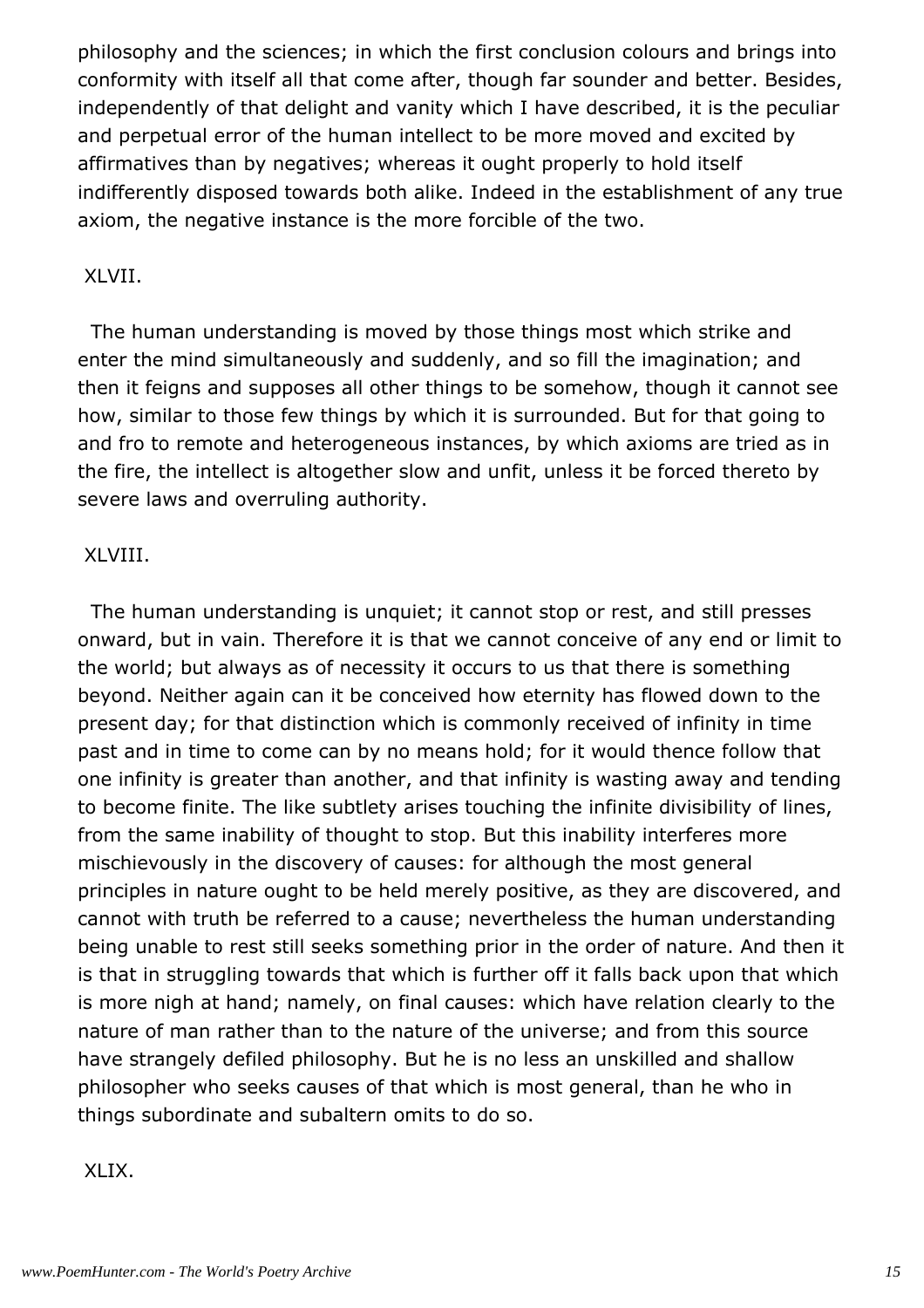philosophy and the sciences; in which the first conclusion colours and brings into conformity with itself all that come after, though far sounder and better. Besides, independently of that delight and vanity which I have described, it is the peculiar and perpetual error of the human intellect to be more moved and excited by affirmatives than by negatives; whereas it ought properly to hold itself indifferently disposed towards both alike. Indeed in the establishment of any true axiom, the negative instance is the more forcible of the two.

XLVII.

The human understanding is moved by those things most which strike and enter the mind simultaneously and suddenly, and so fill the imagination; and then it feigns and supposes all other things to be somehow, though it cannot see how, similar to those few things by which it is surrounded. But for that going to and fro to remote and heterogeneous instances, by which axioms are tried as in the fire, the intellect is altogether slow and unfit, unless it be forced thereto by severe laws and overruling authority.

XLVIII.

The human understanding is unquiet; it cannot stop or rest, and still presses onward, but in vain. Therefore it is that we cannot conceive of any end or limit to the world; but always as of necessity it occurs to us that there is something beyond. Neither again can it be conceived how eternity has flowed down to the present day; for that distinction which is commonly received of infinity in time past and in time to come can by no means hold; for it would thence follow that one infinity is greater than another, and that infinity is wasting away and tending to become finite. The like subtlety arises touching the infinite divisibility of lines, from the same inability of thought to stop. But this inability interferes more mischievously in the discovery of causes: for although the most general principles in nature ought to be held merely positive, as they are discovered, and cannot with truth be referred to a cause; nevertheless the human understanding being unable to rest still seeks something prior in the order of nature. And then it is that in struggling towards that which is further off it falls back upon that which is more nigh at hand; namely, on final causes: which have relation clearly to the nature of man rather than to the nature of the universe; and from this source have strangely defiled philosophy. But he is no less an unskilled and shallow philosopher who seeks causes of that which is most general, than he who in things subordinate and subaltern omits to do so.

XLIX.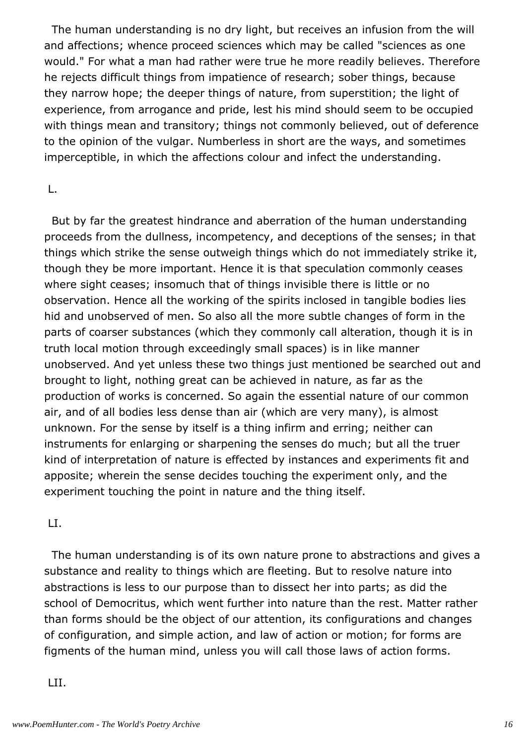The human understanding is no dry light, but receives an infusion from the will and affections; whence proceed sciences which may be called "sciences as one would." For what a man had rather were true he more readily believes. Therefore he rejects difficult things from impatience of research; sober things, because they narrow hope; the deeper things of nature, from superstition; the light of experience, from arrogance and pride, lest his mind should seem to be occupied with things mean and transitory; things not commonly believed, out of deference to the opinion of the vulgar. Numberless in short are the ways, and sometimes imperceptible, in which the affections colour and infect the understanding.

L.

But by far the greatest hindrance and aberration of the human understanding proceeds from the dullness, incompetency, and deceptions of the senses; in that things which strike the sense outweigh things which do not immediately strike it, though they be more important. Hence it is that speculation commonly ceases where sight ceases; insomuch that of things invisible there is little or no observation. Hence all the working of the spirits inclosed in tangible bodies lies hid and unobserved of men. So also all the more subtle changes of form in the parts of coarser substances (which they commonly call alteration, though it is in truth local motion through exceedingly small spaces) is in like manner unobserved. And yet unless these two things just mentioned be searched out and brought to light, nothing great can be achieved in nature, as far as the production of works is concerned. So again the essential nature of our common air, and of all bodies less dense than air (which are very many), is almost unknown. For the sense by itself is a thing infirm and erring; neither can instruments for enlarging or sharpening the senses do much; but all the truer kind of interpretation of nature is effected by instances and experiments fit and apposite; wherein the sense decides touching the experiment only, and the experiment touching the point in nature and the thing itself.

LI.

The human understanding is of its own nature prone to abstractions and gives a substance and reality to things which are fleeting. But to resolve nature into abstractions is less to our purpose than to dissect her into parts; as did the school of Democritus, which went further into nature than the rest. Matter rather than forms should be the object of our attention, its configurations and changes of configuration, and simple action, and law of action or motion; for forms are figments of the human mind, unless you will call those laws of action forms.

LII.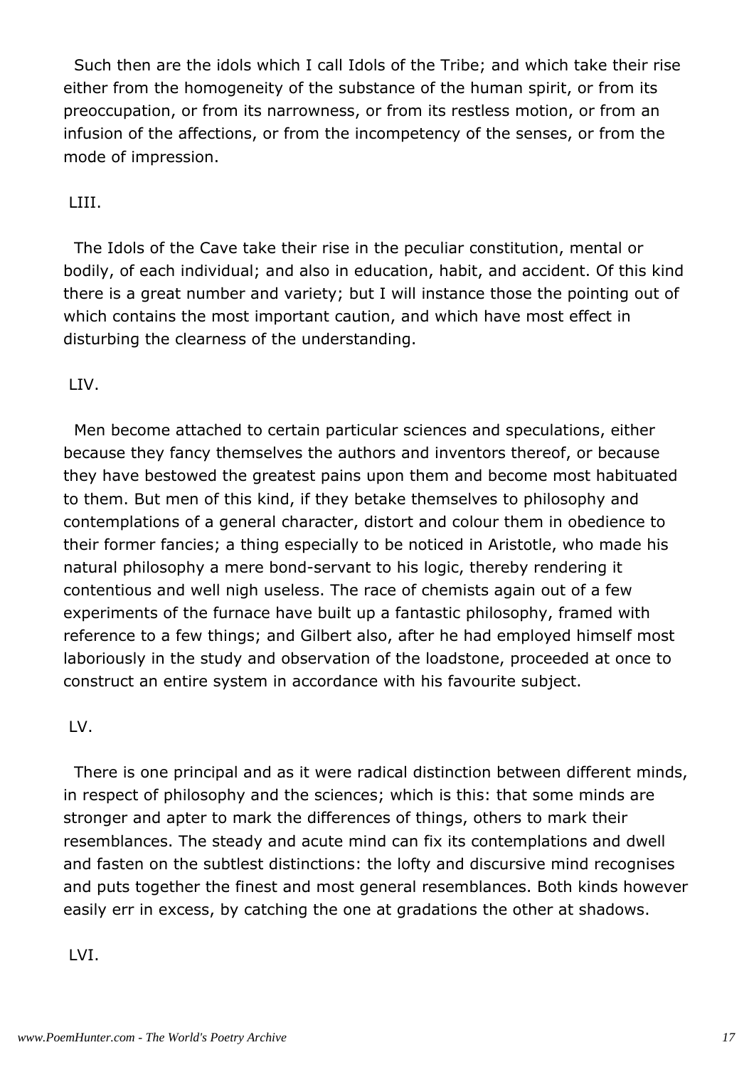Such then are the idols which I call Idols of the Tribe; and which take their rise either from the homogeneity of the substance of the human spirit, or from its preoccupation, or from its narrowness, or from its restless motion, or from an infusion of the affections, or from the incompetency of the senses, or from the mode of impression.

LIII.

The Idols of the Cave take their rise in the peculiar constitution, mental or bodily, of each individual; and also in education, habit, and accident. Of this kind there is a great number and variety; but I will instance those the pointing out of which contains the most important caution, and which have most effect in disturbing the clearness of the understanding.

LIV.

Men become attached to certain particular sciences and speculations, either because they fancy themselves the authors and inventors thereof, or because they have bestowed the greatest pains upon them and become most habituated to them. But men of this kind, if they betake themselves to philosophy and contemplations of a general character, distort and colour them in obedience to their former fancies; a thing especially to be noticed in Aristotle, who made his natural philosophy a mere bond-servant to his logic, thereby rendering it contentious and well nigh useless. The race of chemists again out of a few experiments of the furnace have built up a fantastic philosophy, framed with reference to a few things; and Gilbert also, after he had employed himself most laboriously in the study and observation of the loadstone, proceeded at once to construct an entire system in accordance with his favourite subject.

LV.

There is one principal and as it were radical distinction between different minds, in respect of philosophy and the sciences; which is this: that some minds are stronger and apter to mark the differences of things, others to mark their resemblances. The steady and acute mind can fix its contemplations and dwell and fasten on the subtlest distinctions: the lofty and discursive mind recognises and puts together the finest and most general resemblances. Both kinds however easily err in excess, by catching the one at gradations the other at shadows.

LVI.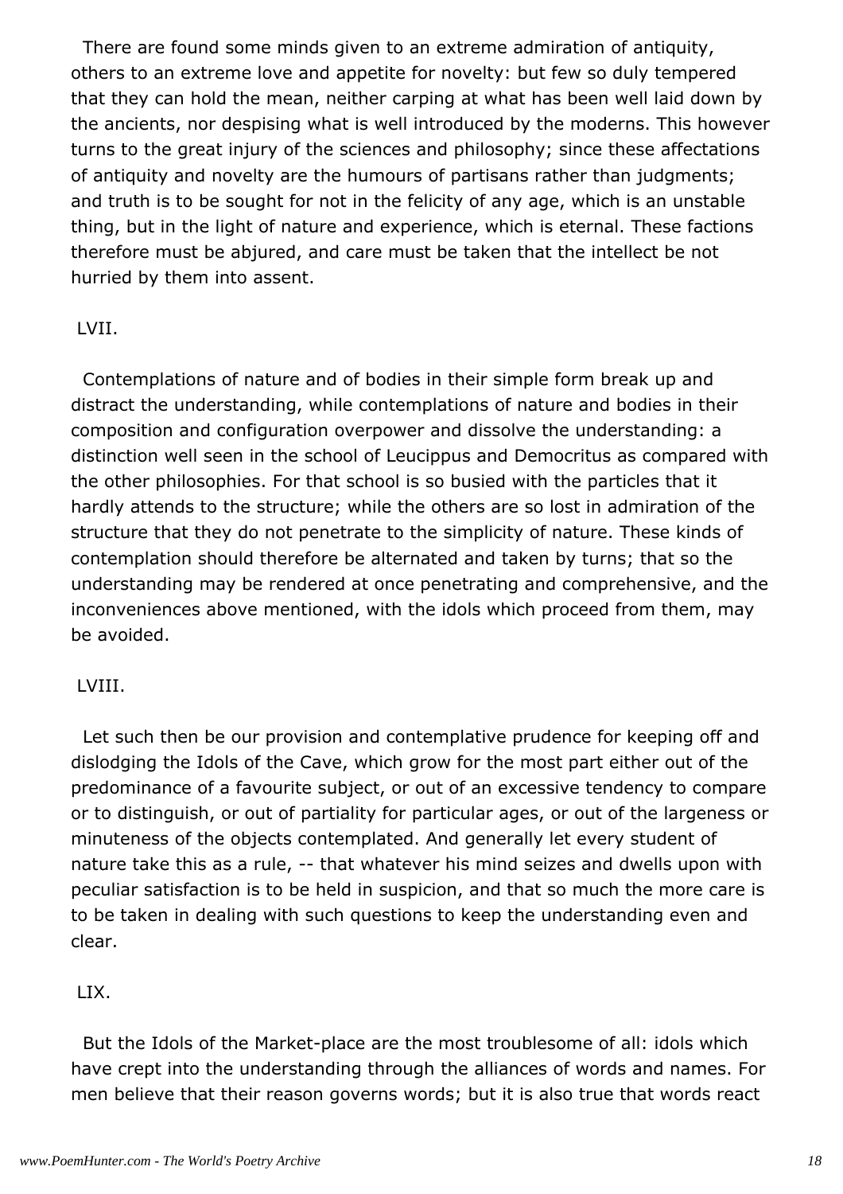There are found some minds given to an extreme admiration of antiquity, others to an extreme love and appetite for novelty: but few so duly tempered that they can hold the mean, neither carping at what has been well laid down by the ancients, nor despising what is well introduced by the moderns. This however turns to the great injury of the sciences and philosophy; since these affectations of antiquity and novelty are the humours of partisans rather than judgments; and truth is to be sought for not in the felicity of any age, which is an unstable thing, but in the light of nature and experience, which is eternal. These factions therefore must be abjured, and care must be taken that the intellect be not hurried by them into assent.

LVII.

Contemplations of nature and of bodies in their simple form break up and distract the understanding, while contemplations of nature and bodies in their composition and configuration overpower and dissolve the understanding: a distinction well seen in the school of Leucippus and Democritus as compared with the other philosophies. For that school is so busied with the particles that it hardly attends to the structure; while the others are so lost in admiration of the structure that they do not penetrate to the simplicity of nature. These kinds of contemplation should therefore be alternated and taken by turns; that so the understanding may be rendered at once penetrating and comprehensive, and the inconveniences above mentioned, with the idols which proceed from them, may be avoided.

LVIII.

Let such then be our provision and contemplative prudence for keeping off and dislodging the Idols of the Cave, which grow for the most part either out of the predominance of a favourite subject, or out of an excessive tendency to compare or to distinguish, or out of partiality for particular ages, or out of the largeness or minuteness of the objects contemplated. And generally let every student of nature take this as a rule, -- that whatever his mind seizes and dwells upon with peculiar satisfaction is to be held in suspicion, and that so much the more care is to be taken in dealing with such questions to keep the understanding even and clear.

LIX.

But the Idols of the Market-place are the most troublesome of all: idols which have crept into the understanding through the alliances of words and names. For men believe that their reason governs words; but it is also true that words react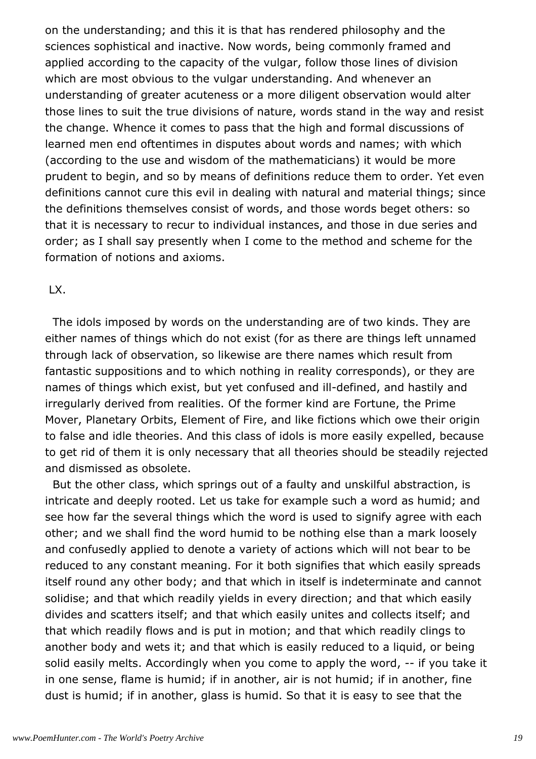on the understanding; and this it is that has rendered philosophy and the sciences sophistical and inactive. Now words, being commonly framed and applied according to the capacity of the vulgar, follow those lines of division which are most obvious to the vulgar understanding. And whenever an understanding of greater acuteness or a more diligent observation would alter those lines to suit the true divisions of nature, words stand in the way and resist the change. Whence it comes to pass that the high and formal discussions of learned men end oftentimes in disputes about words and names; with which (according to the use and wisdom of the mathematicians) it would be more prudent to begin, and so by means of definitions reduce them to order. Yet even definitions cannot cure this evil in dealing with natural and material things; since the definitions themselves consist of words, and those words beget others: so that it is necessary to recur to individual instances, and those in due series and order; as I shall say presently when I come to the method and scheme for the formation of notions and axioms.

LX.

The idols imposed by words on the understanding are of two kinds. They are either names of things which do not exist (for as there are things left unnamed through lack of observation, so likewise are there names which result from fantastic suppositions and to which nothing in reality corresponds), or they are names of things which exist, but yet confused and ill-defined, and hastily and irregularly derived from realities. Of the former kind are Fortune, the Prime Mover, Planetary Orbits, Element of Fire, and like fictions which owe their origin to false and idle theories. And this class of idols is more easily expelled, because to get rid of them it is only necessary that all theories should be steadily rejected and dismissed as obsolete.

But the other class, which springs out of a faulty and unskilful abstraction, is intricate and deeply rooted. Let us take for example such a word as humid; and see how far the several things which the word is used to signify agree with each other; and we shall find the word humid to be nothing else than a mark loosely and confusedly applied to denote a variety of actions which will not bear to be reduced to any constant meaning. For it both signifies that which easily spreads itself round any other body; and that which in itself is indeterminate and cannot solidise; and that which readily yields in every direction; and that which easily divides and scatters itself; and that which easily unites and collects itself; and that which readily flows and is put in motion; and that which readily clings to another body and wets it; and that which is easily reduced to a liquid, or being solid easily melts. Accordingly when you come to apply the word, -- if you take it in one sense, flame is humid; if in another, air is not humid; if in another, fine dust is humid; if in another, glass is humid. So that it is easy to see that the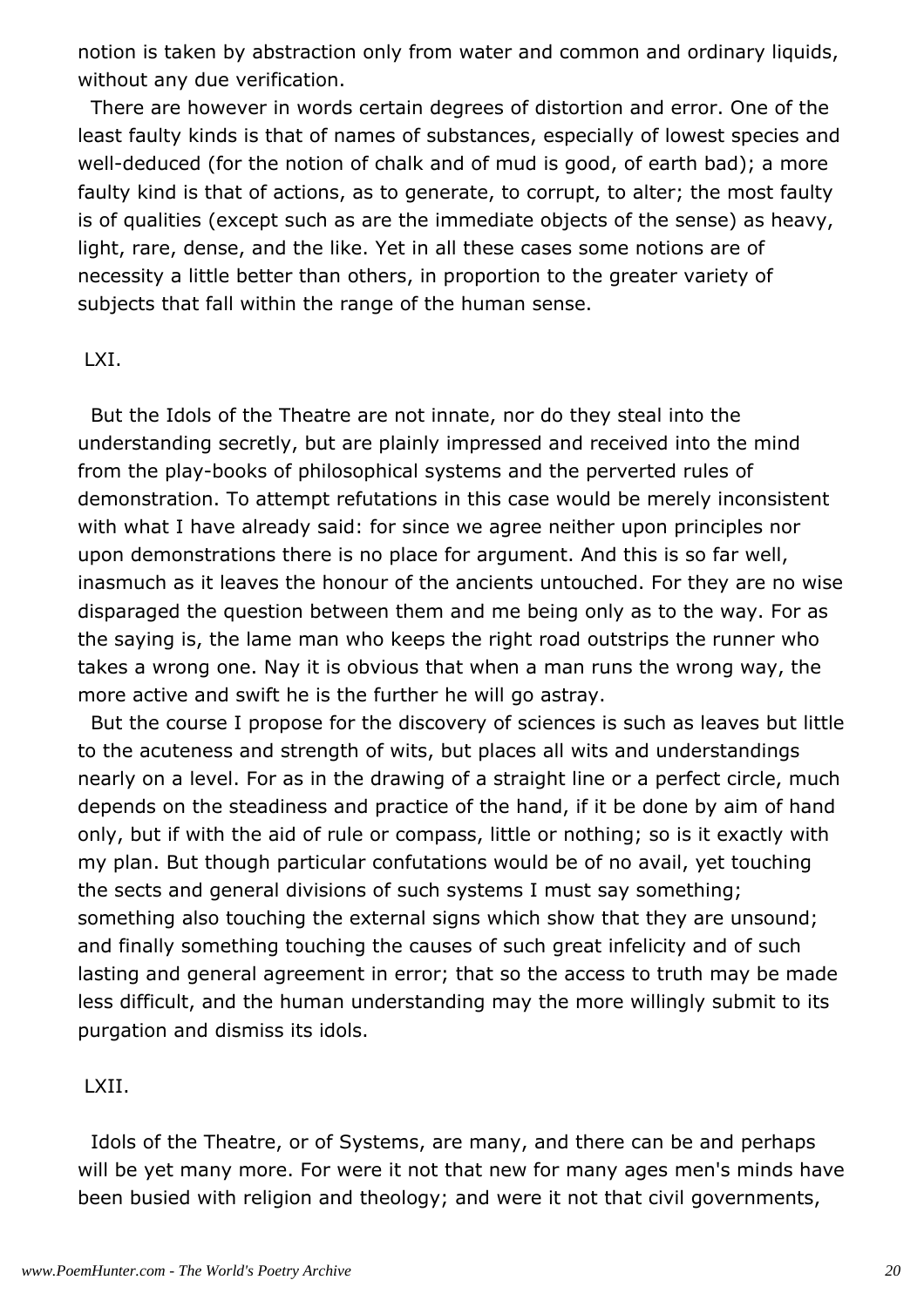notion is taken by abstraction only from water and common and ordinary liquids, without any due verification.

There are however in words certain degrees of distortion and error. One of the least faulty kinds is that of names of substances, especially of lowest species and well-deduced (for the notion of chalk and of mud is good, of earth bad); a more faulty kind is that of actions, as to generate, to corrupt, to alter; the most faulty is of qualities (except such as are the immediate objects of the sense) as heavy, light, rare, dense, and the like. Yet in all these cases some notions are of necessity a little better than others, in proportion to the greater variety of subjects that fall within the range of the human sense.

LXI.

But the Idols of the Theatre are not innate, nor do they steal into the understanding secretly, but are plainly impressed and received into the mind from the play-books of philosophical systems and the perverted rules of demonstration. To attempt refutations in this case would be merely inconsistent with what I have already said: for since we agree neither upon principles nor upon demonstrations there is no place for argument. And this is so far well, inasmuch as it leaves the honour of the ancients untouched. For they are no wise disparaged the question between them and me being only as to the way. For as the saying is, the lame man who keeps the right road outstrips the runner who takes a wrong one. Nay it is obvious that when a man runs the wrong way, the more active and swift he is the further he will go astray.

But the course I propose for the discovery of sciences is such as leaves but little to the acuteness and strength of wits, but places all wits and understandings nearly on a level. For as in the drawing of a straight line or a perfect circle, much depends on the steadiness and practice of the hand, if it be done by aim of hand only, but if with the aid of rule or compass, little or nothing; so is it exactly with my plan. But though particular confutations would be of no avail, yet touching the sects and general divisions of such systems I must say something; something also touching the external signs which show that they are unsound; and finally something touching the causes of such great infelicity and of such lasting and general agreement in error; that so the access to truth may be made less difficult, and the human understanding may the more willingly submit to its purgation and dismiss its idols.

LXII.

Idols of the Theatre, or of Systems, are many, and there can be and perhaps will be yet many more. For were it not that new for many ages men's minds have been busied with religion and theology; and were it not that civil governments,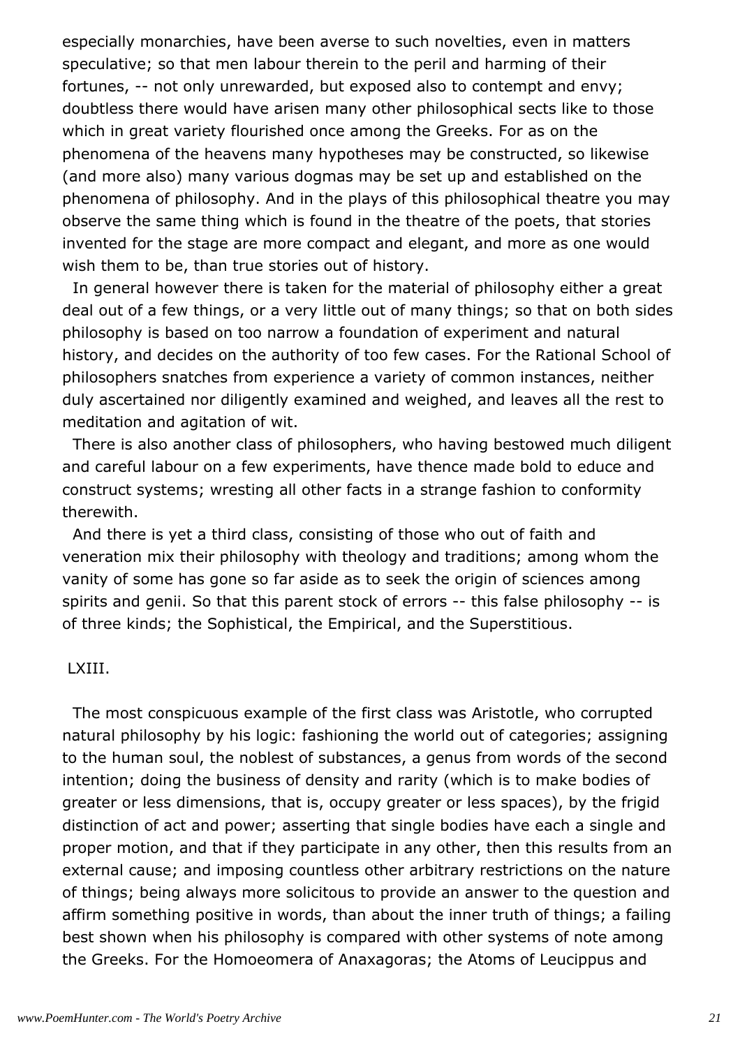especially monarchies, have been averse to such novelties, even in matters speculative; so that men labour therein to the peril and harming of their fortunes, -- not only unrewarded, but exposed also to contempt and envy; doubtless there would have arisen many other philosophical sects like to those which in great variety flourished once among the Greeks. For as on the phenomena of the heavens many hypotheses may be constructed, so likewise (and more also) many various dogmas may be set up and established on the phenomena of philosophy. And in the plays of this philosophical theatre you may observe the same thing which is found in the theatre of the poets, that stories invented for the stage are more compact and elegant, and more as one would wish them to be, than true stories out of history.

In general however there is taken for the material of philosophy either a great deal out of a few things, or a very little out of many things; so that on both sides philosophy is based on too narrow a foundation of experiment and natural history, and decides on the authority of too few cases. For the Rational School of philosophers snatches from experience a variety of common instances, neither duly ascertained nor diligently examined and weighed, and leaves all the rest to meditation and agitation of wit.

There is also another class of philosophers, who having bestowed much diligent and careful labour on a few experiments, have thence made bold to educe and construct systems; wresting all other facts in a strange fashion to conformity therewith.

And there is yet a third class, consisting of those who out of faith and veneration mix their philosophy with theology and traditions; among whom the vanity of some has gone so far aside as to seek the origin of sciences among spirits and genii. So that this parent stock of errors -- this false philosophy -- is of three kinds; the Sophistical, the Empirical, and the Superstitious.

LXIII.

The most conspicuous example of the first class was Aristotle, who corrupted natural philosophy by his logic: fashioning the world out of categories; assigning to the human soul, the noblest of substances, a genus from words of the second intention; doing the business of density and rarity (which is to make bodies of greater or less dimensions, that is, occupy greater or less spaces), by the frigid distinction of act and power; asserting that single bodies have each a single and proper motion, and that if they participate in any other, then this results from an external cause; and imposing countless other arbitrary restrictions on the nature of things; being always more solicitous to provide an answer to the question and affirm something positive in words, than about the inner truth of things; a failing best shown when his philosophy is compared with other systems of note among the Greeks. For the Homoeomera of Anaxagoras; the Atoms of Leucippus and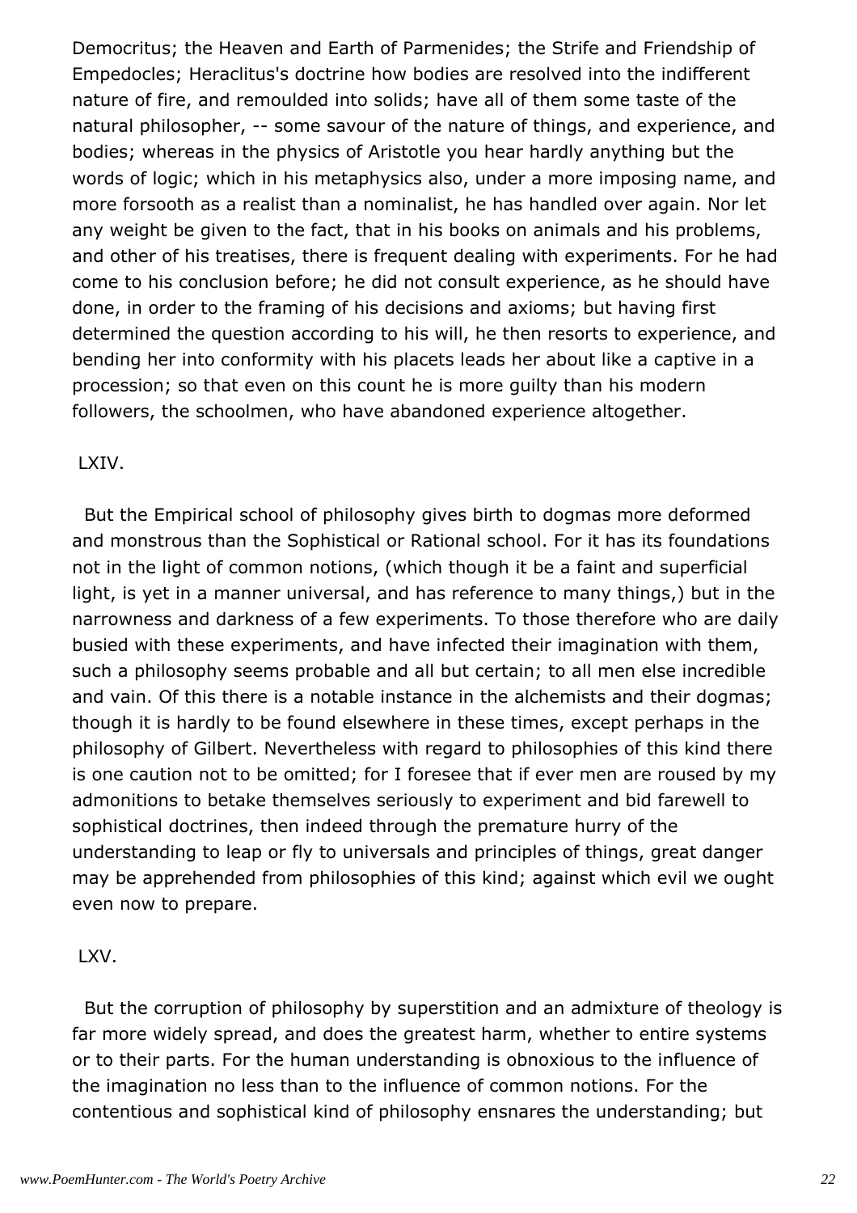Democritus; the Heaven and Earth of Parmenides; the Strife and Friendship of Empedocles; Heraclitus's doctrine how bodies are resolved into the indifferent nature of fire, and remoulded into solids; have all of them some taste of the natural philosopher, -- some savour of the nature of things, and experience, and bodies; whereas in the physics of Aristotle you hear hardly anything but the words of logic; which in his metaphysics also, under a more imposing name, and more forsooth as a realist than a nominalist, he has handled over again. Nor let any weight be given to the fact, that in his books on animals and his problems, and other of his treatises, there is frequent dealing with experiments. For he had come to his conclusion before; he did not consult experience, as he should have done, in order to the framing of his decisions and axioms; but having first determined the question according to his will, he then resorts to experience, and bending her into conformity with his placets leads her about like a captive in a procession; so that even on this count he is more guilty than his modern followers, the schoolmen, who have abandoned experience altogether.

LXIV.

But the Empirical school of philosophy gives birth to dogmas more deformed and monstrous than the Sophistical or Rational school. For it has its foundations not in the light of common notions, (which though it be a faint and superficial light, is yet in a manner universal, and has reference to many things,) but in the narrowness and darkness of a few experiments. To those therefore who are daily busied with these experiments, and have infected their imagination with them, such a philosophy seems probable and all but certain; to all men else incredible and vain. Of this there is a notable instance in the alchemists and their dogmas; though it is hardly to be found elsewhere in these times, except perhaps in the philosophy of Gilbert. Nevertheless with regard to philosophies of this kind there is one caution not to be omitted; for I foresee that if ever men are roused by my admonitions to betake themselves seriously to experiment and bid farewell to sophistical doctrines, then indeed through the premature hurry of the understanding to leap or fly to universals and principles of things, great danger may be apprehended from philosophies of this kind; against which evil we ought even now to prepare.

LXV.

But the corruption of philosophy by superstition and an admixture of theology is far more widely spread, and does the greatest harm, whether to entire systems or to their parts. For the human understanding is obnoxious to the influence of the imagination no less than to the influence of common notions. For the contentious and sophistical kind of philosophy ensnares the understanding; but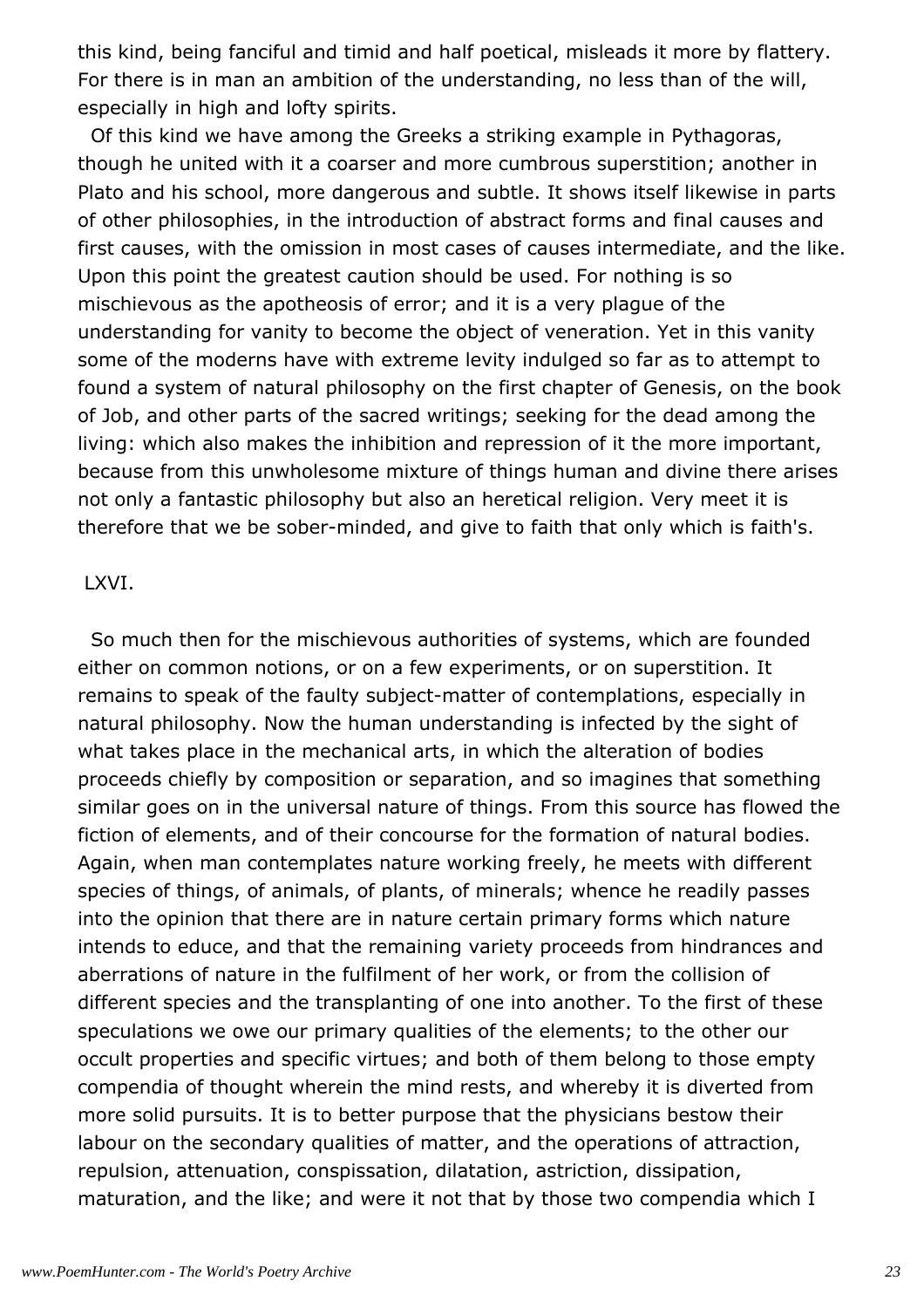this kind, being fanciful and timid and half poetical, misleads it more by flattery. For there is in man an ambition of the understanding, no less than of the will, especially in high and lofty spirits.

Of this kind we have among the Greeks a striking example in Pythagoras, though he united with it a coarser and more cumbrous superstition; another in Plato and his school, more dangerous and subtle. It shows itself likewise in parts of other philosophies, in the introduction of abstract forms and final causes and first causes, with the omission in most cases of causes intermediate, and the like. Upon this point the greatest caution should be used. For nothing is so mischievous as the apotheosis of error; and it is a very plague of the understanding for vanity to become the object of veneration. Yet in this vanity some of the moderns have with extreme levity indulged so far as to attempt to found a system of natural philosophy on the first chapter of Genesis, on the book of Job, and other parts of the sacred writings; seeking for the dead among the living: which also makes the inhibition and repression of it the more important, because from this unwholesome mixture of things human and divine there arises not only a fantastic philosophy but also an heretical religion. Very meet it is therefore that we be sober-minded, and give to faith that only which is faith's.

LXVI.

So much then for the mischievous authorities of systems, which are founded either on common notions, or on a few experiments, or on superstition. It remains to speak of the faulty subject-matter of contemplations, especially in natural philosophy. Now the human understanding is infected by the sight of what takes place in the mechanical arts, in which the alteration of bodies proceeds chiefly by composition or separation, and so imagines that something similar goes on in the universal nature of things. From this source has flowed the fiction of elements, and of their concourse for the formation of natural bodies. Again, when man contemplates nature working freely, he meets with different species of things, of animals, of plants, of minerals; whence he readily passes into the opinion that there are in nature certain primary forms which nature intends to educe, and that the remaining variety proceeds from hindrances and aberrations of nature in the fulfilment of her work, or from the collision of different species and the transplanting of one into another. To the first of these speculations we owe our primary qualities of the elements; to the other our occult properties and specific virtues; and both of them belong to those empty compendia of thought wherein the mind rests, and whereby it is diverted from more solid pursuits. It is to better purpose that the physicians bestow their labour on the secondary qualities of matter, and the operations of attraction, repulsion, attenuation, conspissation, dilatation, astriction, dissipation, maturation, and the like; and were it not that by those two compendia which I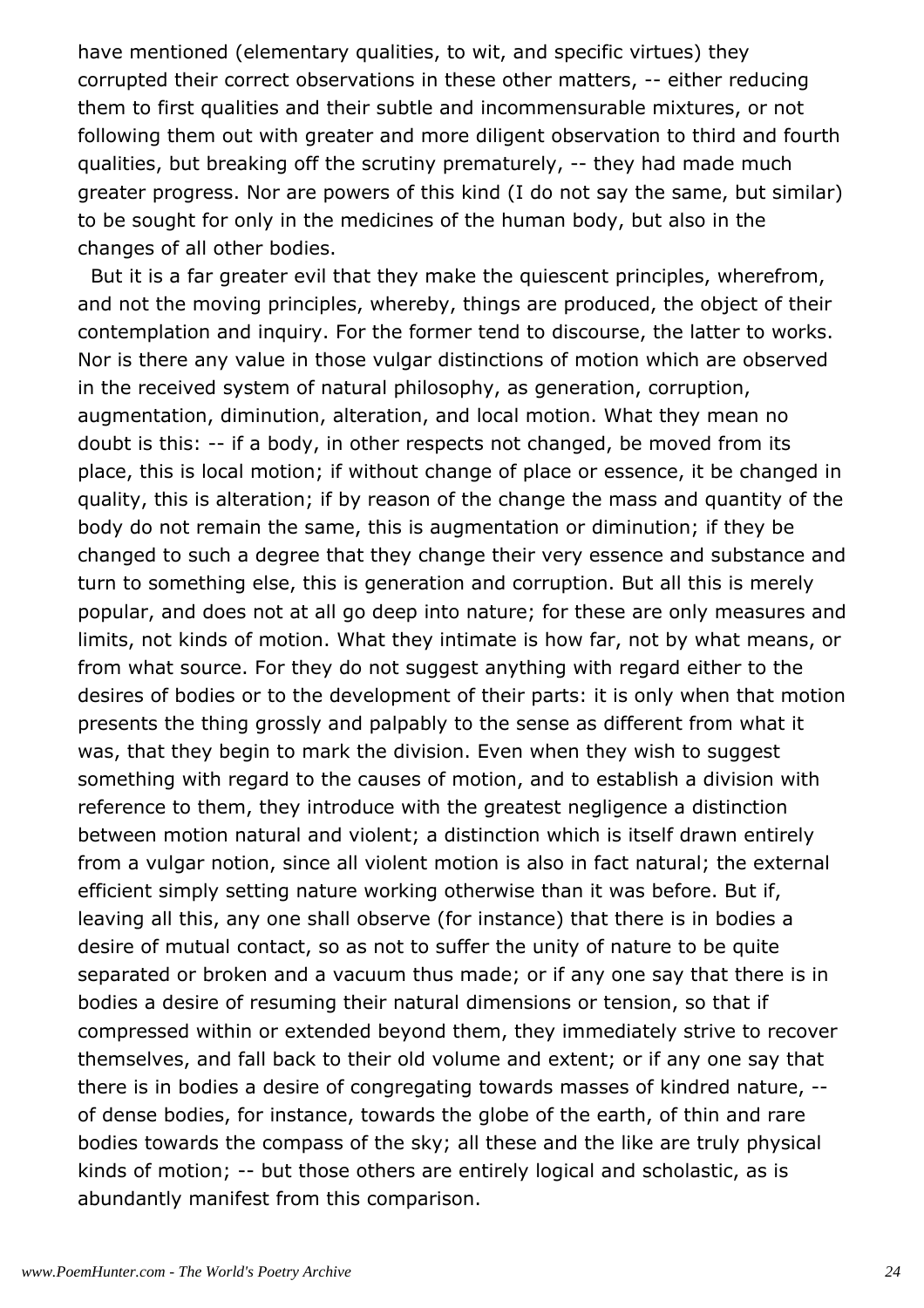have mentioned (elementary qualities, to wit, and specific virtues) they corrupted their correct observations in these other matters, -- either reducing them to first qualities and their subtle and incommensurable mixtures, or not following them out with greater and more diligent observation to third and fourth qualities, but breaking off the scrutiny prematurely, -- they had made much greater progress. Nor are powers of this kind (I do not say the same, but similar) to be sought for only in the medicines of the human body, but also in the changes of all other bodies.

But it is a far greater evil that they make the quiescent principles, wherefrom, and not the moving principles, whereby, things are produced, the object of their contemplation and inquiry. For the former tend to discourse, the latter to works. Nor is there any value in those vulgar distinctions of motion which are observed in the received system of natural philosophy, as generation, corruption, augmentation, diminution, alteration, and local motion. What they mean no doubt is this: -- if a body, in other respects not changed, be moved from its place, this is local motion; if without change of place or essence, it be changed in quality, this is alteration; if by reason of the change the mass and quantity of the body do not remain the same, this is augmentation or diminution; if they be changed to such a degree that they change their very essence and substance and turn to something else, this is generation and corruption. But all this is merely popular, and does not at all go deep into nature; for these are only measures and limits, not kinds of motion. What they intimate is how far, not by what means, or from what source. For they do not suggest anything with regard either to the desires of bodies or to the development of their parts: it is only when that motion presents the thing grossly and palpably to the sense as different from what it was, that they begin to mark the division. Even when they wish to suggest something with regard to the causes of motion, and to establish a division with reference to them, they introduce with the greatest negligence a distinction between motion natural and violent; a distinction which is itself drawn entirely from a vulgar notion, since all violent motion is also in fact natural; the external efficient simply setting nature working otherwise than it was before. But if, leaving all this, any one shall observe (for instance) that there is in bodies a desire of mutual contact, so as not to suffer the unity of nature to be quite separated or broken and a vacuum thus made; or if any one say that there is in bodies a desire of resuming their natural dimensions or tension, so that if compressed within or extended beyond them, they immediately strive to recover themselves, and fall back to their old volume and extent; or if any one say that there is in bodies a desire of congregating towards masses of kindred nature, -- of dense bodies, for instance, towards the globe of the earth, of thin and rare bodies towards the compass of the sky; all these and the like are truly physical kinds of motion; -- but those others are entirely logical and scholastic, as is abundantly manifest from this comparison.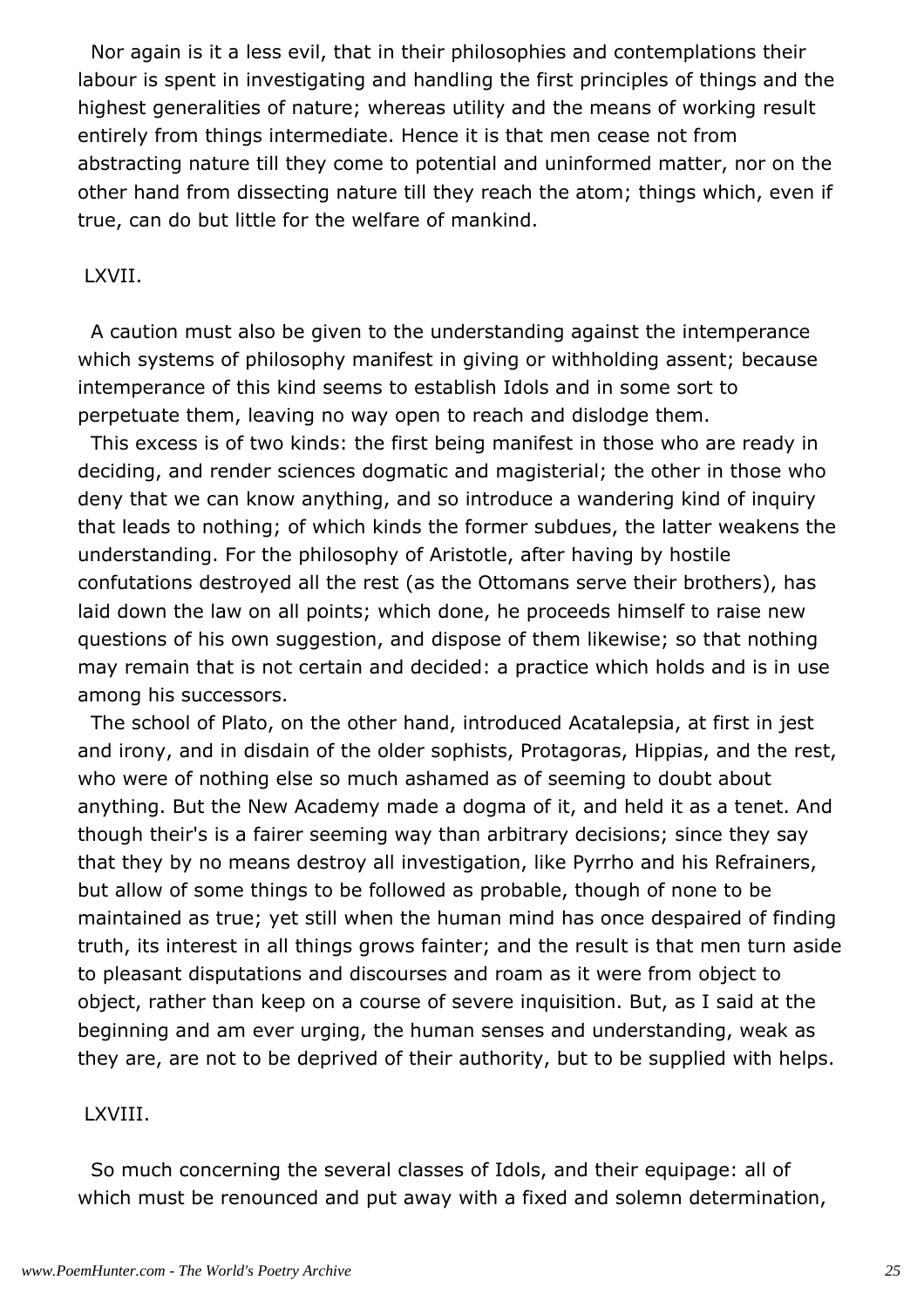Nor again is it a less evil, that in their philosophies and contemplations their labour is spent in investigating and handling the first principles of things and the highest generalities of nature; whereas utility and the means of working result entirely from things intermediate. Hence it is that men cease not from abstracting nature till they come to potential and uninformed matter, nor on the other hand from dissecting nature till they reach the atom; things which, even if true, can do but little for the welfare of mankind.

LXVII.

A caution must also be given to the understanding against the intemperance which systems of philosophy manifest in giving or withholding assent; because intemperance of this kind seems to establish Idols and in some sort to perpetuate them, leaving no way open to reach and dislodge them.

This excess is of two kinds: the first being manifest in those who are ready in deciding, and render sciences dogmatic and magisterial; the other in those who deny that we can know anything, and so introduce a wandering kind of inquiry that leads to nothing; of which kinds the former subdues, the latter weakens the understanding. For the philosophy of Aristotle, after having by hostile confutations destroyed all the rest (as the Ottomans serve their brothers), has laid down the law on all points; which done, he proceeds himself to raise new questions of his own suggestion, and dispose of them likewise; so that nothing may remain that is not certain and decided: a practice which holds and is in use among his successors.

The school of Plato, on the other hand, introduced Acatalepsia, at first in jest and irony, and in disdain of the older sophists, Protagoras, Hippias, and the rest, who were of nothing else so much ashamed as of seeming to doubt about anything. But the New Academy made a dogma of it, and held it as a tenet. And though their's is a fairer seeming way than arbitrary decisions; since they say that they by no means destroy all investigation, like Pyrrho and his Refrainers, but allow of some things to be followed as probable, though of none to be maintained as true; yet still when the human mind has once despaired of finding truth, its interest in all things grows fainter; and the result is that men turn aside to pleasant disputations and discourses and roam as it were from object to object, rather than keep on a course of severe inquisition. But, as I said at the beginning and am ever urging, the human senses and understanding, weak as they are, are not to be deprived of their authority, but to be supplied with helps.

LXVIII.

So much concerning the several classes of Idols, and their equipage: all of which must be renounced and put away with a fixed and solemn determination,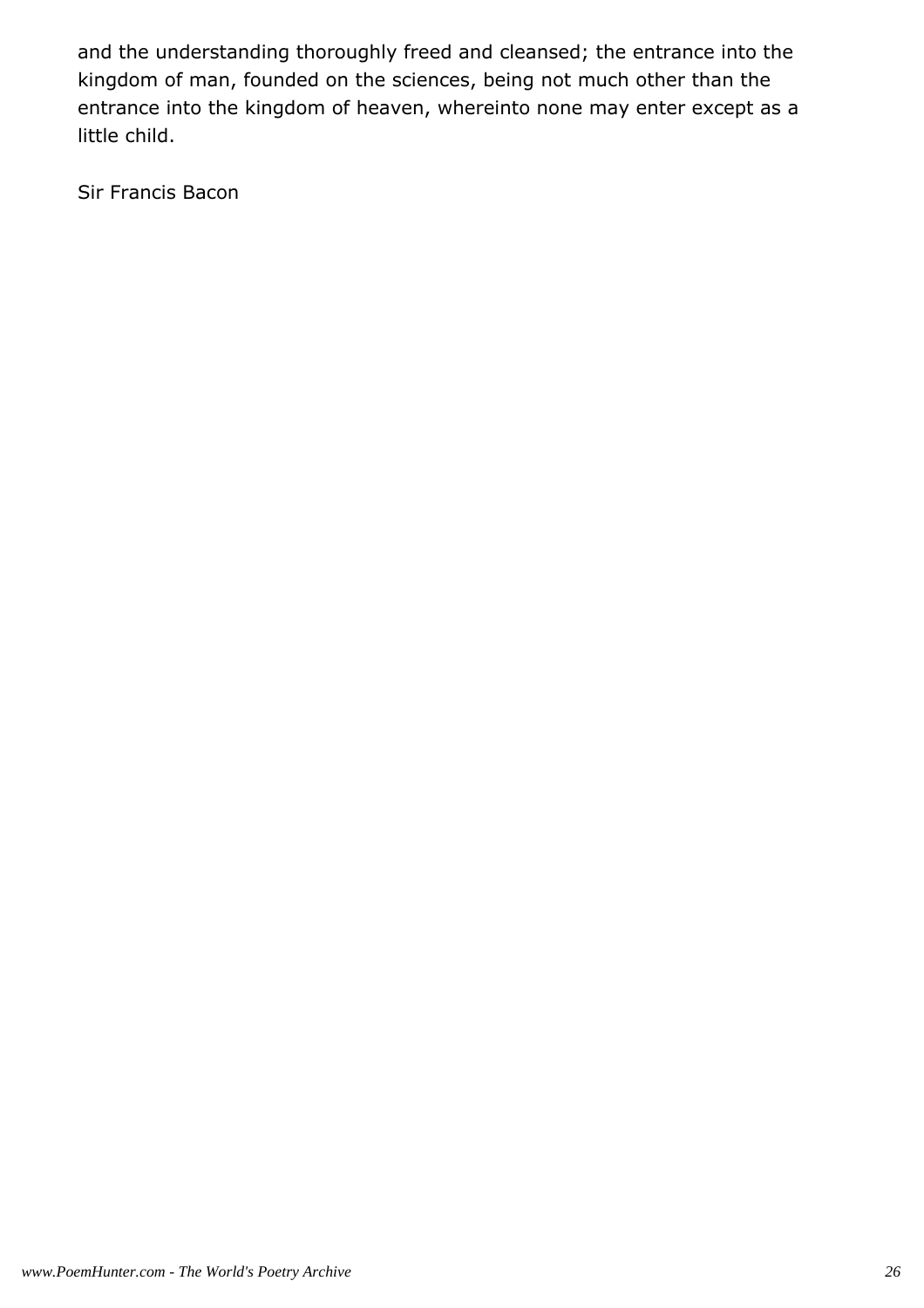and the understanding thoroughly freed and cleansed; the entrance into the kingdom of man, founded on the sciences, being not much other than the entrance into the kingdom of heaven, whereinto none may enter except as a little child.

Sir Francis Bacon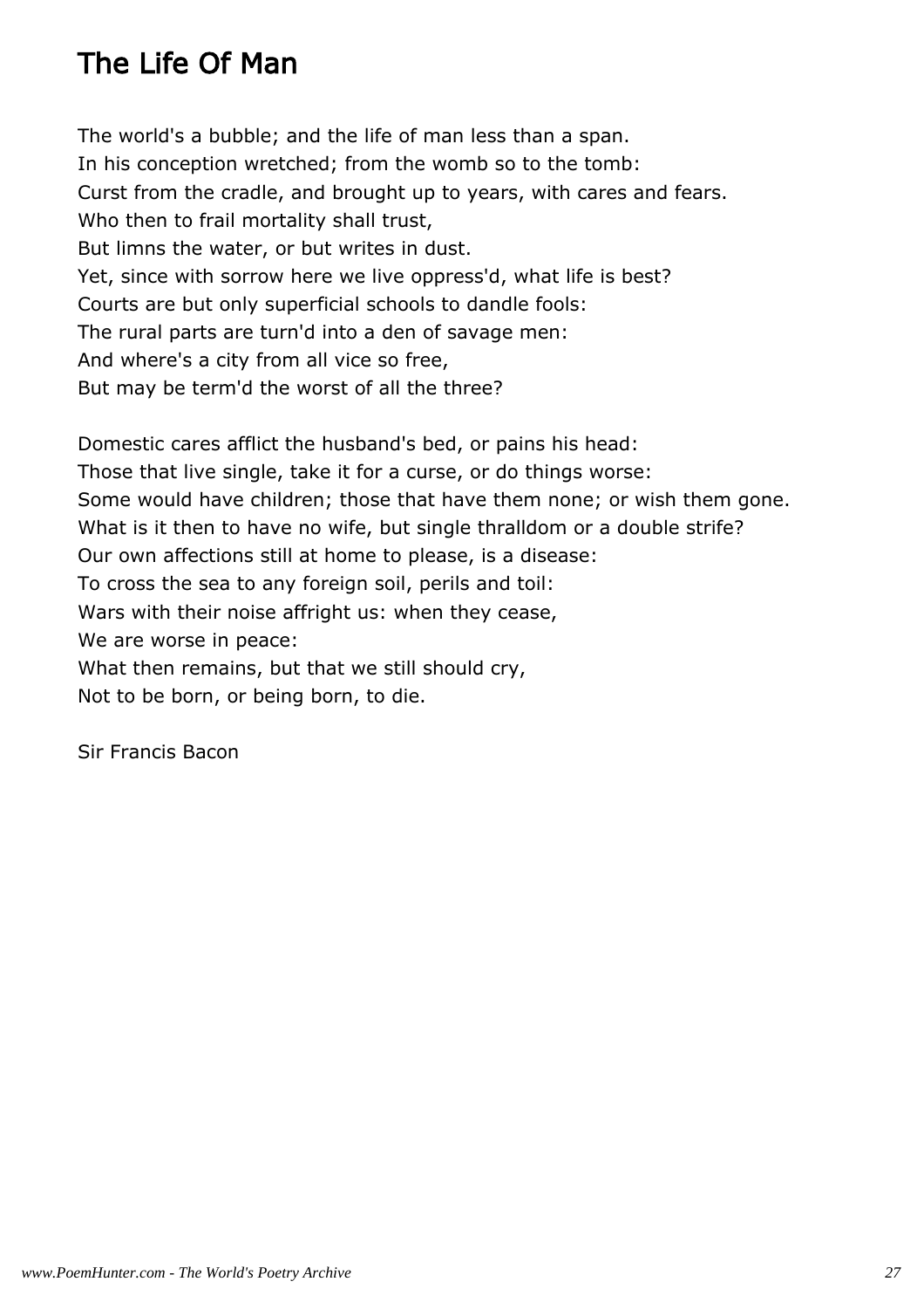# The Life Of Man

The world's a bubble; and the life of man less than a span.
In his conception wretched; from the womb so to the tomb:
Curst from the cradle, and brought up to years, with cares and fears.
Who then to frail mortality shall trust,
But limns the water, or but writes in dust.
Yet, since with sorrow here we live oppress'd, what life is best?
Courts are but only superficial schools to dandle fools:
The rural parts are turn'd into a den of savage men:
And where's a city from all vice so free,
But may be term'd the worst of all the three?

Domestic cares afflict the husband's bed, or pains his head:
Those that live single, take it for a curse, or do things worse:
Some would have children; those that have them none; or wish them gone.
What is it then to have no wife, but single thralldom or a double strife?
Our own affections still at home to please, is a disease:
To cross the sea to any foreign soil, perils and toil:
Wars with their noise affright us: when they cease,
We are worse in peace:
What then remains, but that we still should cry,
Not to be born, or being born, to die.

Sir Francis Bacon